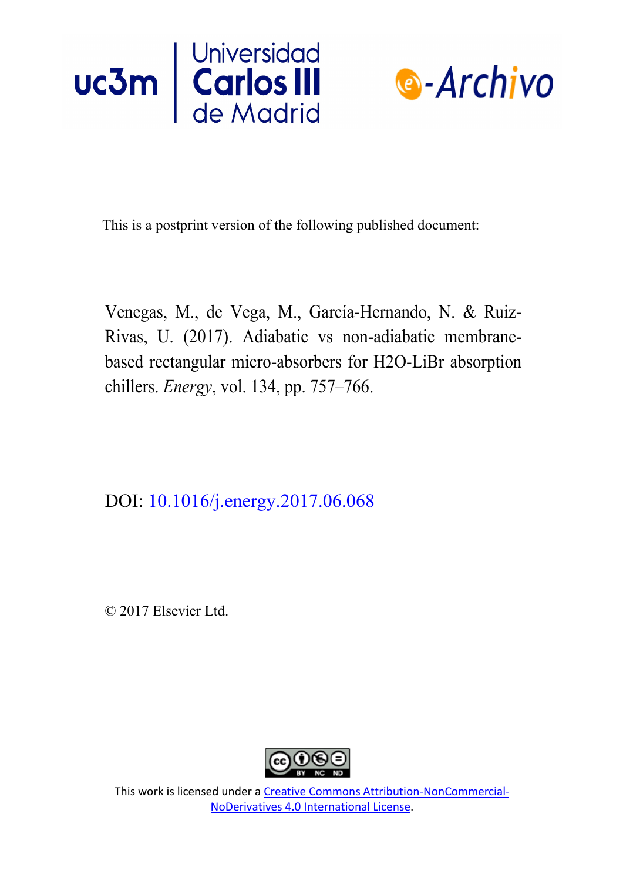Universidad Carlos III de Madrid

e-Archivo

This is a postprint version of the following published document:

Venegas, M., de Vega, M., García-Hernando, N. & Ruiz-Rivas, U. (2017). Adiabatic vs non-adiabatic membrane-based rectangular micro-absorbers for H2O-LiBr absorption chillers. *Energy*, vol. 134, pp. 757–766.

DOI: [10.1016/j.energy.2017.06.068](https://doi.org/10.1016/j.energy.2017.06.068)

© 2017 Elsevier Ltd.

This work is licensed under a [Creative Commons Attribution-NonCommercial-NoDerivatives 4.0 International License](https://creativecommons.org/licenses/by-nc-nd/4.0/).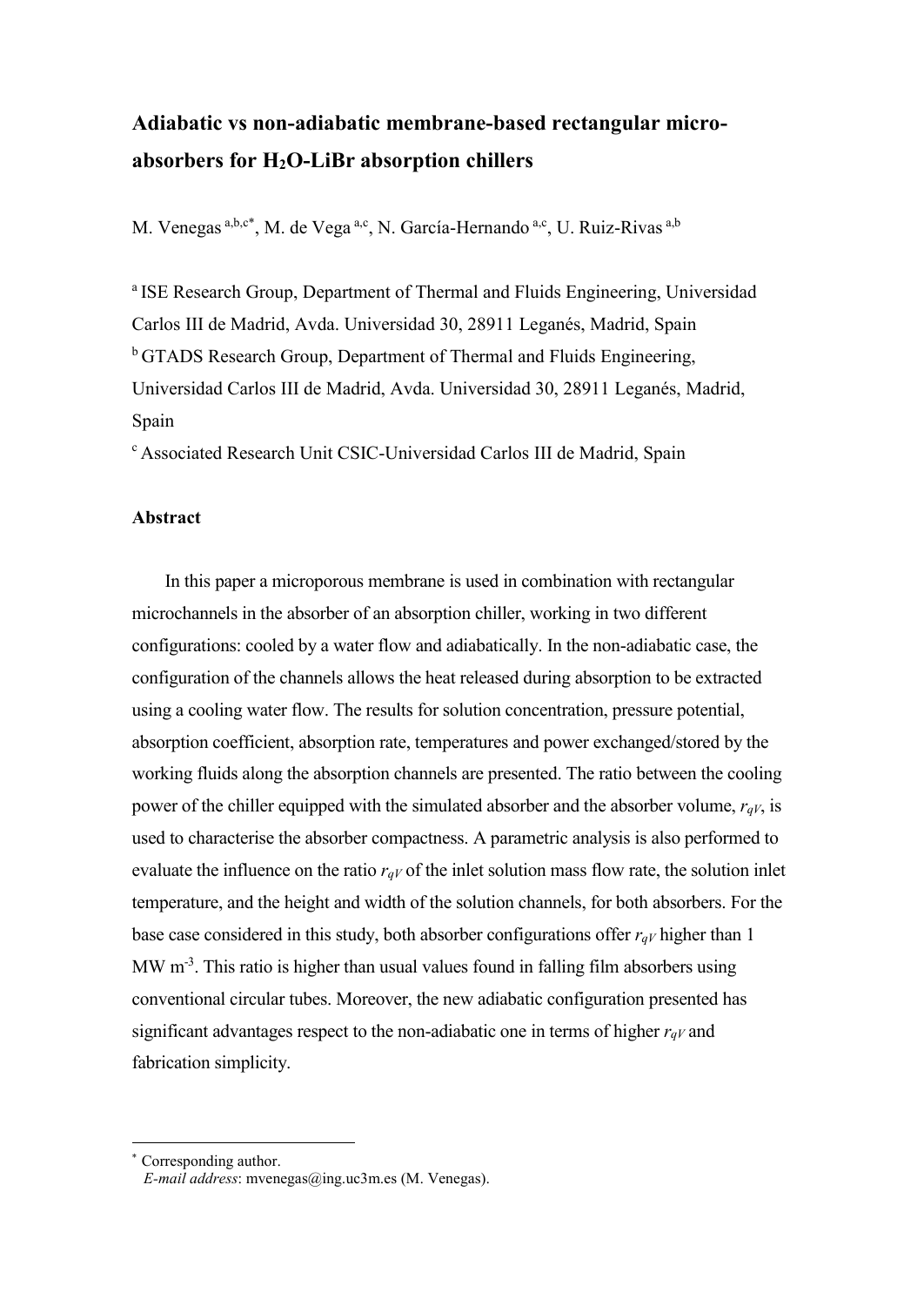# Adiabatic vs non-adiabatic membrane-based rectangular micro-absorbers for $H_2O$-LiBr absorption chillers

M. Venegas [a,b,c*], M. de Vega [a,c], N. García-Hernando [a,c], U. Ruiz-Rivas [a,b]

[a] ISE Research Group, Department of Thermal and Fluids Engineering, Universidad Carlos III de Madrid, Avda. Universidad 30, 28911 Leganés, Madrid, Spain

[b] GTADS Research Group, Department of Thermal and Fluids Engineering, Universidad Carlos III de Madrid, Avda. Universidad 30, 28911 Leganés, Madrid, Spain

[c] Associated Research Unit CSIC-Universidad Carlos III de Madrid, Spain

## Abstract

In this paper a microporous membrane is used in combination with rectangular microchannels in the absorber of an absorption chiller, working in two different configurations: cooled by a water flow and adiabatically. In the non-adiabatic case, the configuration of the channels allows the heat released during absorption to be extracted using a cooling water flow. The results for solution concentration, pressure potential, absorption coefficient, absorption rate, temperatures and power exchanged/stored by the working fluids along the absorption channels are presented. The ratio between the cooling power of the chiller equipped with the simulated absorber and the absorber volume, $r_{qV}$, is used to characterise the absorber compactness. A parametric analysis is also performed to evaluate the influence on the ratio $r_{qV}$ of the inlet solution mass flow rate, the solution inlet temperature, and the height and width of the solution channels, for both absorbers. For the base case considered in this study, both absorber configurations offer $r_{qV}$ higher than 1 MW m$^{-3}$. This ratio is higher than usual values found in falling film absorbers using conventional circular tubes. Moreover, the new adiabatic configuration presented has significant advantages respect to the non-adiabatic one in terms of higher $r_{qV}$ and fabrication simplicity.

---

[*] Corresponding author.
*E-mail address*: mvenegas@ing.uc3m.es (M. Venegas).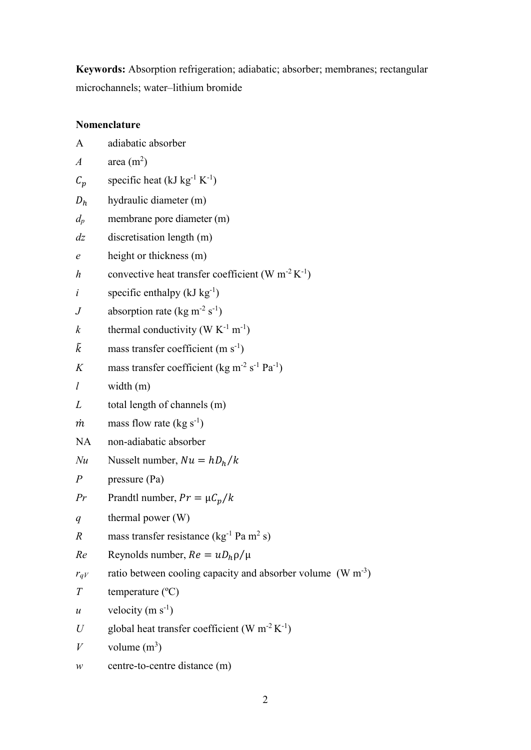**Keywords:** Absorption refrigeration; adiabatic; absorber; membranes; rectangular microchannels; water–lithium bromide

**Nomenclature**

| | |
|---|---|
| A | adiabatic absorber |
| $A$ | area (m$^2$) |
| $C_p$ | specific heat (kJ kg$^{-1}$ K$^{-1}$) |
| $D_h$ | hydraulic diameter (m) |
| $d_p$ | membrane pore diameter (m) |
| $dz$ | discretisation length (m) |
| $e$ | height or thickness (m) |
| $h$ | convective heat transfer coefficient (W m$^{-2}$ K$^{-1}$) |
| $i$ | specific enthalpy (kJ kg$^{-1}$) |
| $J$ | absorption rate (kg m$^{-2}$ s$^{-1}$) |
| $k$ | thermal conductivity (W K$^{-1}$ m$^{-1}$) |
| $\tilde{k}$ | mass transfer coefficient (m s$^{-1}$) |
| $K$ | mass transfer coefficient (kg m$^{-2}$ s$^{-1}$ Pa$^{-1}$) |
| $l$ | width (m) |
| $L$ | total length of channels (m) |
| $\dot{m}$ | mass flow rate (kg s$^{-1}$) |
| NA | non-adiabatic absorber |
| $Nu$ | Nusselt number, $Nu = hD_h/k$ |
| $P$ | pressure (Pa) |
| $Pr$ | Prandtl number, $Pr = \mu C_p/k$ |
| $q$ | thermal power (W) |
| $R$ | mass transfer resistance (kg$^{-1}$ Pa m$^2$ s) |
| $Re$ | Reynolds number, $Re = uD_h\rho/\mu$ |
| $r_{qV}$ | ratio between cooling capacity and absorber volume (W m$^{-3}$) |
| $T$ | temperature (ºC) |
| $u$ | velocity (m s$^{-1}$) |
| $U$ | global heat transfer coefficient (W m$^{-2}$ K$^{-1}$) |
| $V$ | volume (m$^3$) |
| $w$ | centre-to-centre distance (m) |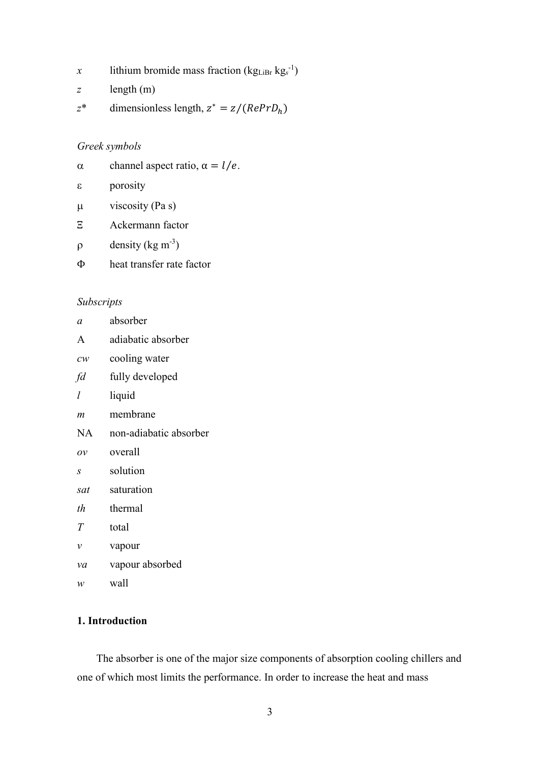$x$ lithium bromide mass fraction ($kg_{LiBr}\ kg_s^{-1}$)

$z$ length (m)

$z^*$ dimensionless length, $z^* = z/(RePrD_h)$

*Greek symbols*

$\alpha$ channel aspect ratio, $\alpha = l/e$.

$\varepsilon$ porosity

$\mu$ viscosity (Pa s)

$\Xi$ Ackermann factor

$\rho$ density (kg $m^{-3}$)

$\Phi$ heat transfer rate factor

*Subscripts*

*a* absorber

A adiabatic absorber

*cw* cooling water

*fd* fully developed

*l* liquid

*m* membrane

NA non-adiabatic absorber

*ov* overall

*s* solution

*sat* saturation

*th* thermal

*T* total

*v* vapour

*va* vapour absorbed

*w* wall

## 1. Introduction

The absorber is one of the major size components of absorption cooling chillers and one of which most limits the performance. In order to increase the heat and mass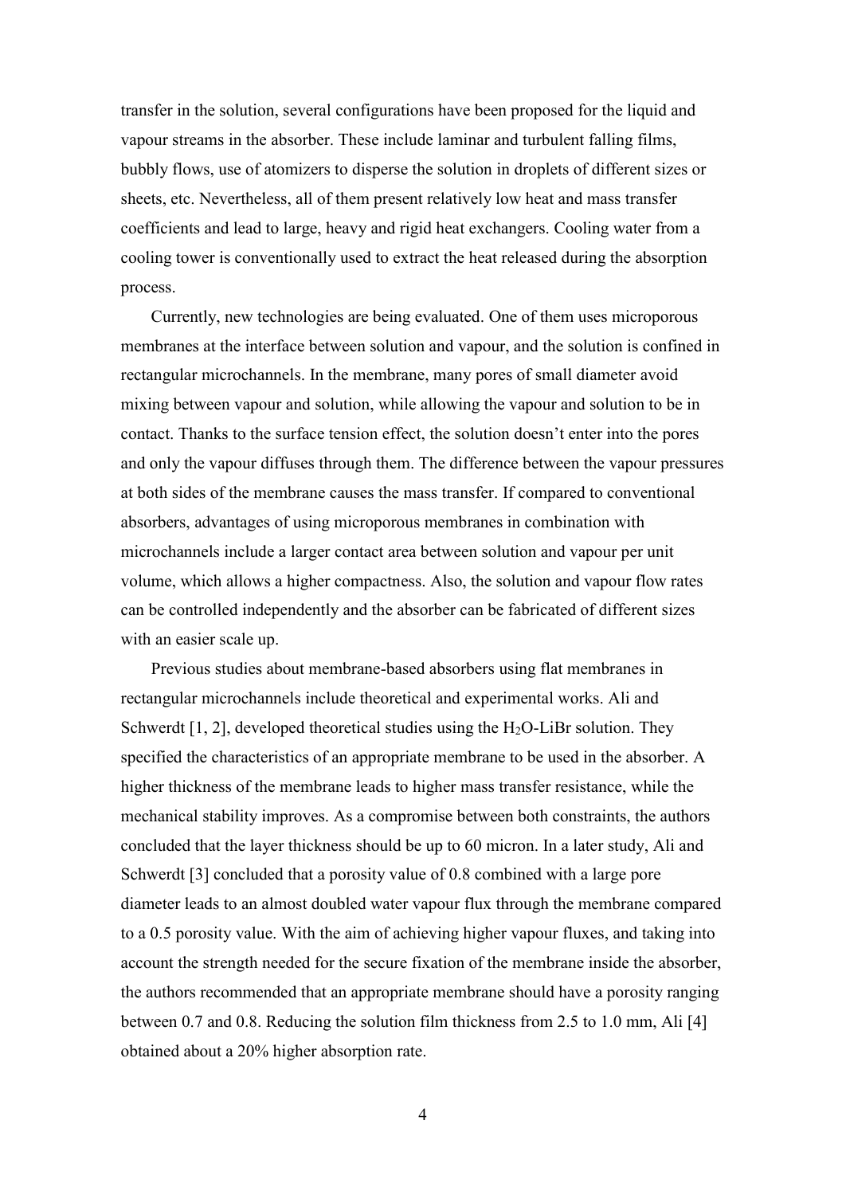transfer in the solution, several configurations have been proposed for the liquid and vapour streams in the absorber. These include laminar and turbulent falling films, bubbly flows, use of atomizers to disperse the solution in droplets of different sizes or sheets, etc. Nevertheless, all of them present relatively low heat and mass transfer coefficients and lead to large, heavy and rigid heat exchangers. Cooling water from a cooling tower is conventionally used to extract the heat released during the absorption process.

Currently, new technologies are being evaluated. One of them uses microporous membranes at the interface between solution and vapour, and the solution is confined in rectangular microchannels. In the membrane, many pores of small diameter avoid mixing between vapour and solution, while allowing the vapour and solution to be in contact. Thanks to the surface tension effect, the solution doesn't enter into the pores and only the vapour diffuses through them. The difference between the vapour pressures at both sides of the membrane causes the mass transfer. If compared to conventional absorbers, advantages of using microporous membranes in combination with microchannels include a larger contact area between solution and vapour per unit volume, which allows a higher compactness. Also, the solution and vapour flow rates can be controlled independently and the absorber can be fabricated of different sizes with an easier scale up.

Previous studies about membrane-based absorbers using flat membranes in rectangular microchannels include theoretical and experimental works. Ali and Schwerdt [1, 2], developed theoretical studies using the $H_2O$-LiBr solution. They specified the characteristics of an appropriate membrane to be used in the absorber. A higher thickness of the membrane leads to higher mass transfer resistance, while the mechanical stability improves. As a compromise between both constraints, the authors concluded that the layer thickness should be up to 60 micron. In a later study, Ali and Schwerdt [3] concluded that a porosity value of 0.8 combined with a large pore diameter leads to an almost doubled water vapour flux through the membrane compared to a 0.5 porosity value. With the aim of achieving higher vapour fluxes, and taking into account the strength needed for the secure fixation of the membrane inside the absorber, the authors recommended that an appropriate membrane should have a porosity ranging between 0.7 and 0.8. Reducing the solution film thickness from 2.5 to 1.0 mm, Ali [4] obtained about a 20% higher absorption rate.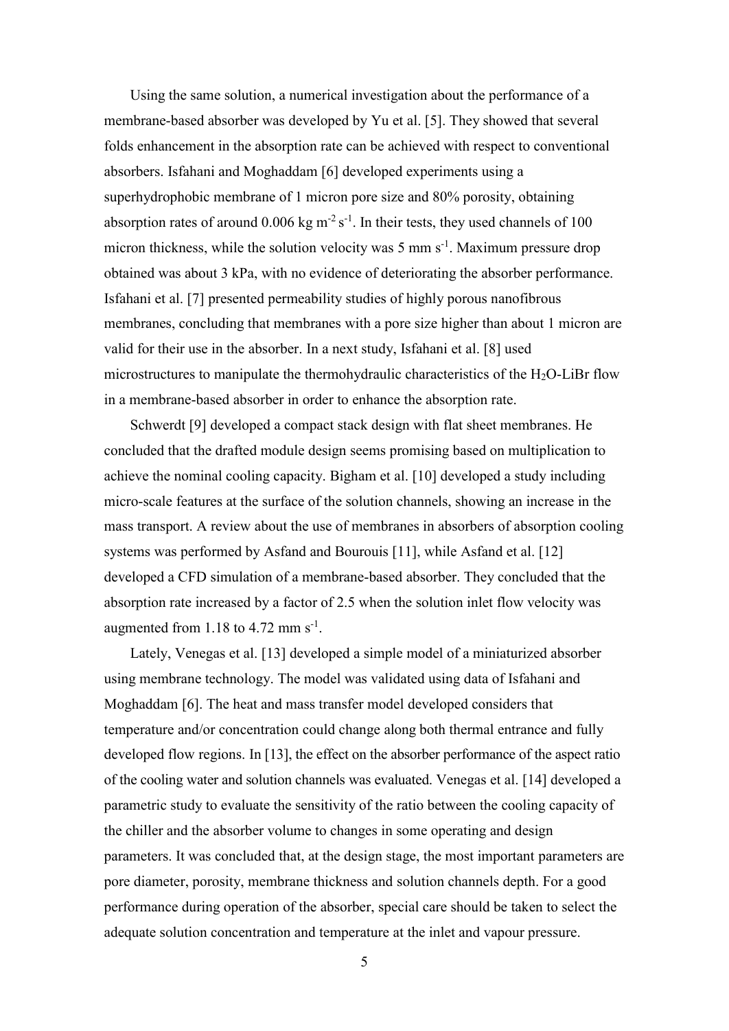Using the same solution, a numerical investigation about the performance of a membrane-based absorber was developed by Yu et al. [5]. They showed that several folds enhancement in the absorption rate can be achieved with respect to conventional absorbers. Isfahani and Moghaddam [6] developed experiments using a superhydrophobic membrane of 1 micron pore size and 80% porosity, obtaining absorption rates of around 0.006 kg $m^{-2}$ $s^{-1}$. In their tests, they used channels of 100 micron thickness, while the solution velocity was 5 mm $s^{-1}$. Maximum pressure drop obtained was about 3 kPa, with no evidence of deteriorating the absorber performance. Isfahani et al. [7] presented permeability studies of highly porous nanofibrous membranes, concluding that membranes with a pore size higher than about 1 micron are valid for their use in the absorber. In a next study, Isfahani et al. [8] used microstructures to manipulate the thermohydraulic characteristics of the $H_2O$-LiBr flow in a membrane-based absorber in order to enhance the absorption rate.

Schwerdt [9] developed a compact stack design with flat sheet membranes. He concluded that the drafted module design seems promising based on multiplication to achieve the nominal cooling capacity. Bigham et al. [10] developed a study including micro-scale features at the surface of the solution channels, showing an increase in the mass transport. A review about the use of membranes in absorbers of absorption cooling systems was performed by Asfand and Bourouis [11], while Asfand et al. [12] developed a CFD simulation of a membrane-based absorber. They concluded that the absorption rate increased by a factor of 2.5 when the solution inlet flow velocity was augmented from 1.18 to 4.72 mm $s^{-1}$.

Lately, Venegas et al. [13] developed a simple model of a miniaturized absorber using membrane technology. The model was validated using data of Isfahani and Moghaddam [6]. The heat and mass transfer model developed considers that temperature and/or concentration could change along both thermal entrance and fully developed flow regions. In [13], the effect on the absorber performance of the aspect ratio of the cooling water and solution channels was evaluated. Venegas et al. [14] developed a parametric study to evaluate the sensitivity of the ratio between the cooling capacity of the chiller and the absorber volume to changes in some operating and design parameters. It was concluded that, at the design stage, the most important parameters are pore diameter, porosity, membrane thickness and solution channels depth. For a good performance during operation of the absorber, special care should be taken to select the adequate solution concentration and temperature at the inlet and vapour pressure.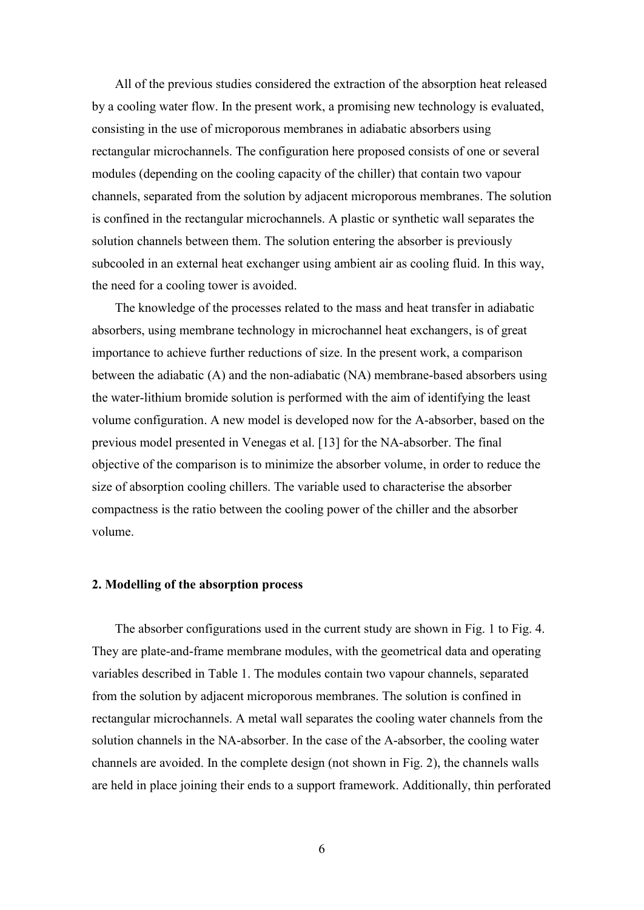All of the previous studies considered the extraction of the absorption heat released by a cooling water flow. In the present work, a promising new technology is evaluated, consisting in the use of microporous membranes in adiabatic absorbers using rectangular microchannels. The configuration here proposed consists of one or several modules (depending on the cooling capacity of the chiller) that contain two vapour channels, separated from the solution by adjacent microporous membranes. The solution is confined in the rectangular microchannels. A plastic or synthetic wall separates the solution channels between them. The solution entering the absorber is previously subcooled in an external heat exchanger using ambient air as cooling fluid. In this way, the need for a cooling tower is avoided.

The knowledge of the processes related to the mass and heat transfer in adiabatic absorbers, using membrane technology in microchannel heat exchangers, is of great importance to achieve further reductions of size. In the present work, a comparison between the adiabatic (A) and the non-adiabatic (NA) membrane-based absorbers using the water-lithium bromide solution is performed with the aim of identifying the least volume configuration. A new model is developed now for the A-absorber, based on the previous model presented in Venegas et al. [13] for the NA-absorber. The final objective of the comparison is to minimize the absorber volume, in order to reduce the size of absorption cooling chillers. The variable used to characterise the absorber compactness is the ratio between the cooling power of the chiller and the absorber volume.

## 2. Modelling of the absorption process

The absorber configurations used in the current study are shown in Fig. 1 to Fig. 4. They are plate-and-frame membrane modules, with the geometrical data and operating variables described in Table 1. The modules contain two vapour channels, separated from the solution by adjacent microporous membranes. The solution is confined in rectangular microchannels. A metal wall separates the cooling water channels from the solution channels in the NA-absorber. In the case of the A-absorber, the cooling water channels are avoided. In the complete design (not shown in Fig. 2), the channels walls are held in place joining their ends to a support framework. Additionally, thin perforated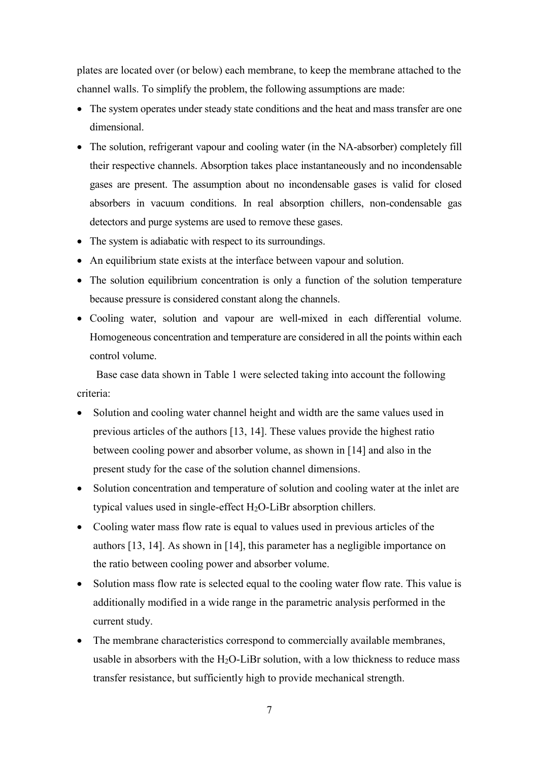plates are located over (or below) each membrane, to keep the membrane attached to the channel walls. To simplify the problem, the following assumptions are made:

- The system operates under steady state conditions and the heat and mass transfer are one dimensional.
- The solution, refrigerant vapour and cooling water (in the NA-absorber) completely fill their respective channels. Absorption takes place instantaneously and no incondensable gases are present. The assumption about no incondensable gases is valid for closed absorbers in vacuum conditions. In real absorption chillers, non-condensable gas detectors and purge systems are used to remove these gases.
- The system is adiabatic with respect to its surroundings.
- An equilibrium state exists at the interface between vapour and solution.
- The solution equilibrium concentration is only a function of the solution temperature because pressure is considered constant along the channels.
- Cooling water, solution and vapour are well-mixed in each differential volume. Homogeneous concentration and temperature are considered in all the points within each control volume.

Base case data shown in Table 1 were selected taking into account the following criteria:

- Solution and cooling water channel height and width are the same values used in previous articles of the authors [13, 14]. These values provide the highest ratio between cooling power and absorber volume, as shown in [14] and also in the present study for the case of the solution channel dimensions.
- Solution concentration and temperature of solution and cooling water at the inlet are typical values used in single-effect $H_2O$-LiBr absorption chillers.
- Cooling water mass flow rate is equal to values used in previous articles of the authors [13, 14]. As shown in [14], this parameter has a negligible importance on the ratio between cooling power and absorber volume.
- Solution mass flow rate is selected equal to the cooling water flow rate. This value is additionally modified in a wide range in the parametric analysis performed in the current study.
- The membrane characteristics correspond to commercially available membranes, usable in absorbers with the $H_2O$-LiBr solution, with a low thickness to reduce mass transfer resistance, but sufficiently high to provide mechanical strength.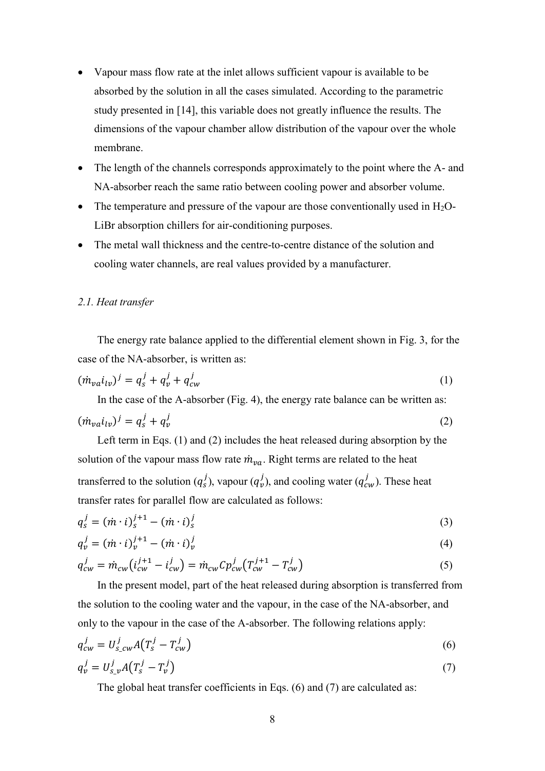- Vapour mass flow rate at the inlet allows sufficient vapour is available to be absorbed by the solution in all the cases simulated. According to the parametric study presented in [14], this variable does not greatly influence the results. The dimensions of the vapour chamber allow distribution of the vapour over the whole membrane.
- The length of the channels corresponds approximately to the point where the A- and NA-absorber reach the same ratio between cooling power and absorber volume.
- The temperature and pressure of the vapour are those conventionally used in $H_2O$-LiBr absorption chillers for air-conditioning purposes.
- The metal wall thickness and the centre-to-centre distance of the solution and cooling water channels, are real values provided by a manufacturer.

### *2.1. Heat transfer*

The energy rate balance applied to the differential element shown in Fig. 3, for the case of the NA-absorber, is written as:

$$(\dot{m}_{va} i_{lv})^j = q_s^j + q_v^j + q_{cw}^j \tag{1}$$

In the case of the A-absorber (Fig. 4), the energy rate balance can be written as:

$$(\dot{m}_{va} i_{lv})^j = q_s^j + q_v^j \tag{2}$$

Left term in Eqs. (1) and (2) includes the heat released during absorption by the solution of the vapour mass flow rate $\dot{m}_{va}$. Right terms are related to the heat transferred to the solution ($q_s^j$), vapour ($q_v^j$), and cooling water ($q_{cw}^j$). These heat transfer rates for parallel flow are calculated as follows:

$$q_s^j = (\dot{m} \cdot i)_s^{j+1} - (\dot{m} \cdot i)_s^j \tag{3}$$

$$q_v^j = (\dot{m} \cdot i)_v^{j+1} - (\dot{m} \cdot i)_v^j \tag{4}$$

$$q_{cw}^j = \dot{m}_{cw} \left( i_{cw}^{j+1} - i_{cw}^j \right) = \dot{m}_{cw} Cp_{cw}^j \left( T_{cw}^{j+1} - T_{cw}^j \right) \tag{5}$$

In the present model, part of the heat released during absorption is transferred from the solution to the cooling water and the vapour, in the case of the NA-absorber, and only to the vapour in the case of the A-absorber. The following relations apply:

$$q_{cw}^j = U_{s\_cw}^j A \left( T_s^j - T_{cw}^j \right) \tag{6}$$

$$q_v^j = U_{s\_v}^j A \left( T_s^j - T_v^j \right) \tag{7}$$

The global heat transfer coefficients in Eqs. (6) and (7) are calculated as: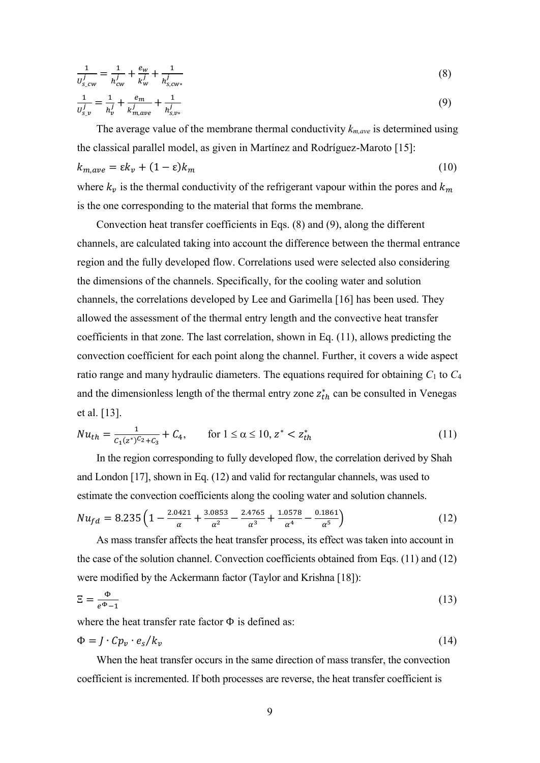$$\frac{1}{U^j_{s\_cw}} = \frac{1}{h^j_{cw}} + \frac{e_w}{k^j_w} + \frac{1}{h^j_{s,cw*}} \tag{8}$$

$$\frac{1}{U^j_{s\_v}} = \frac{1}{h^j_v} + \frac{e_m}{k^j_{m,ave}} + \frac{1}{h^j_{s,v*}} \tag{9}$$

The average value of the membrane thermal conductivity $k_{m,ave}$ is determined using the classical parallel model, as given in Martínez and Rodríguez-Maroto [15]:

$$k_{m,ave} = \varepsilon k_v + (1 - \varepsilon) k_m \tag{10}$$

where $k_v$ is the thermal conductivity of the refrigerant vapour within the pores and $k_m$ is the one corresponding to the material that forms the membrane.

Convection heat transfer coefficients in Eqs. (8) and (9), along the different channels, are calculated taking into account the difference between the thermal entrance region and the fully developed flow. Correlations used were selected also considering the dimensions of the channels. Specifically, for the cooling water and solution channels, the correlations developed by Lee and Garimella [16] has been used. They allowed the assessment of the thermal entry length and the convective heat transfer coefficients in that zone. The last correlation, shown in Eq. (11), allows predicting the convection coefficient for each point along the channel. Further, it covers a wide aspect ratio range and many hydraulic diameters. The equations required for obtaining $C_1$ to $C_4$ and the dimensionless length of the thermal entry zone $z^*_{th}$ can be consulted in Venegas et al. [13].

$$Nu_{th} = \frac{1}{C_1 (z^*)^{C_2} + C_3} + C_4, \qquad \text{for } 1 \leq \alpha \leq 10,\, z^* < z^*_{th} \tag{11}$$

In the region corresponding to fully developed flow, the correlation derived by Shah and London [17], shown in Eq. (12) and valid for rectangular channels, was used to estimate the convection coefficients along the cooling water and solution channels.

$$Nu_{fd} = 8.235\left(1 - \frac{2.0421}{\alpha} + \frac{3.0853}{\alpha^2} - \frac{2.4765}{\alpha^3} + \frac{1.0578}{\alpha^4} - \frac{0.1861}{\alpha^5}\right) \tag{12}$$

As mass transfer affects the heat transfer process, its effect was taken into account in the case of the solution channel. Convection coefficients obtained from Eqs. (11) and (12) were modified by the Ackermann factor (Taylor and Krishna [18]):

$$\Xi = \frac{\Phi}{e^{\Phi} - 1} \tag{13}$$

where the heat transfer rate factor $\Phi$ is defined as:

$$\Phi = J \cdot Cp_v \cdot e_s / k_v \tag{14}$$

When the heat transfer occurs in the same direction of mass transfer, the convection coefficient is incremented. If both processes are reverse, the heat transfer coefficient is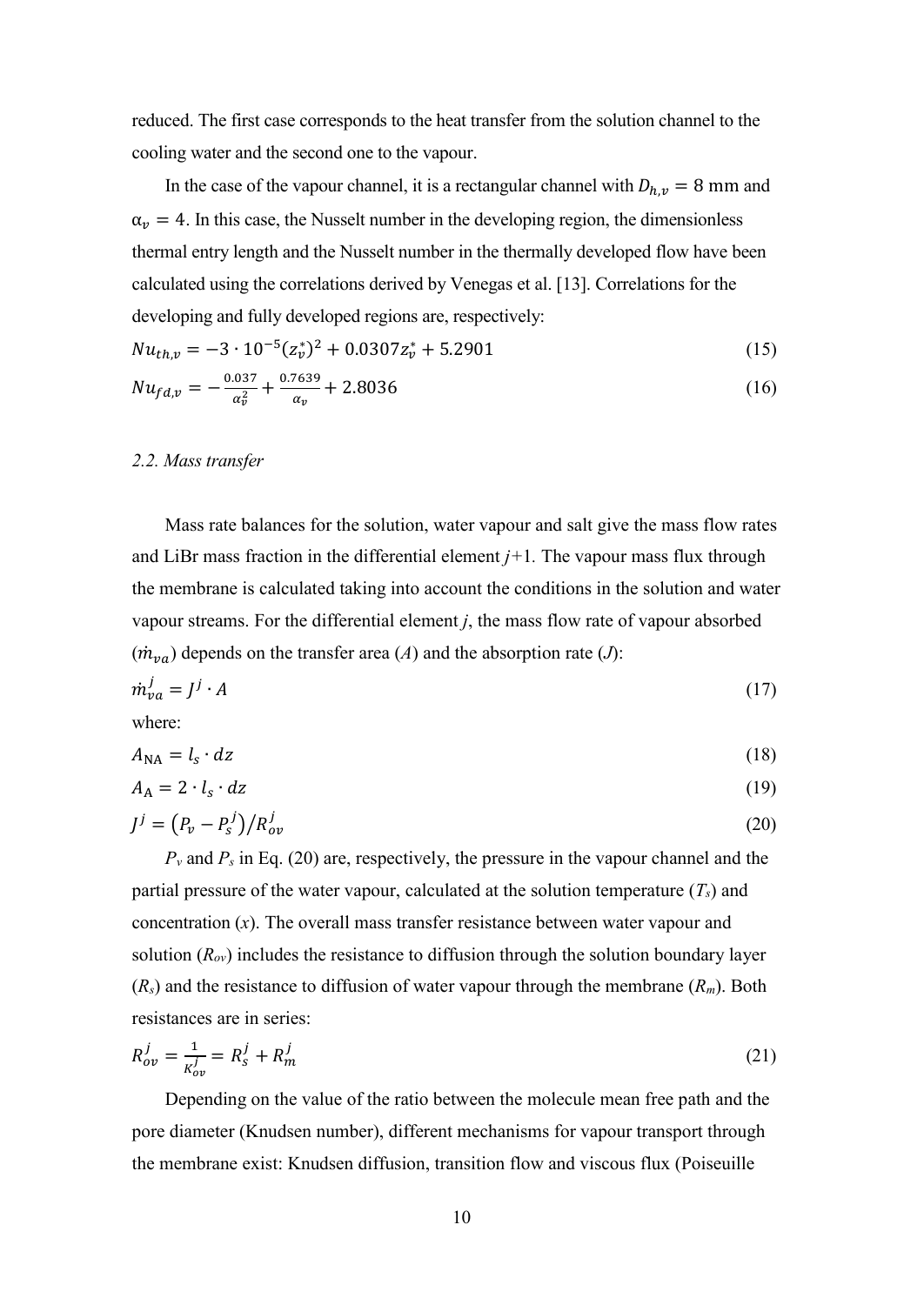reduced. The first case corresponds to the heat transfer from the solution channel to the cooling water and the second one to the vapour.

In the case of the vapour channel, it is a rectangular channel with $D_{h,v} = 8$ mm and $\alpha_v = 4$. In this case, the Nusselt number in the developing region, the dimensionless thermal entry length and the Nusselt number in the thermally developed flow have been calculated using the correlations derived by Venegas et al. [13]. Correlations for the developing and fully developed regions are, respectively:

$$Nu_{th,v} = -3 \cdot 10^{-5}(z_v^*)^2 + 0.0307 z_v^* + 5.2901 \tag{15}$$

$$Nu_{fd,v} = -\frac{0.037}{\alpha_v^2} + \frac{0.7639}{\alpha_v} + 2.8036 \tag{16}$$

### 2.2. Mass transfer

Mass rate balances for the solution, water vapour and salt give the mass flow rates and LiBr mass fraction in the differential element $j+1$. The vapour mass flux through the membrane is calculated taking into account the conditions in the solution and water vapour streams. For the differential element $j$, the mass flow rate of vapour absorbed ($\dot{m}_{va}$) depends on the transfer area ($A$) and the absorption rate ($J$):

$$\dot{m}_{va}^j = J^j \cdot A \tag{17}$$

where:

$$A_{\text{NA}} = l_s \cdot dz \tag{18}$$

$$A_{\text{A}} = 2 \cdot l_s \cdot dz \tag{19}$$

$$J^j = \left(P_v - P_s^j\right) / R_{ov}^j \tag{20}$$

$P_v$ and $P_s$ in Eq. (20) are, respectively, the pressure in the vapour channel and the partial pressure of the water vapour, calculated at the solution temperature ($T_s$) and concentration ($x$). The overall mass transfer resistance between water vapour and solution ($R_{ov}$) includes the resistance to diffusion through the solution boundary layer ($R_s$) and the resistance to diffusion of water vapour through the membrane ($R_m$). Both resistances are in series:

$$R_{ov}^j = \frac{1}{K_{ov}^j} = R_s^j + R_m^j \tag{21}$$

Depending on the value of the ratio between the molecule mean free path and the pore diameter (Knudsen number), different mechanisms for vapour transport through the membrane exist: Knudsen diffusion, transition flow and viscous flux (Poiseuille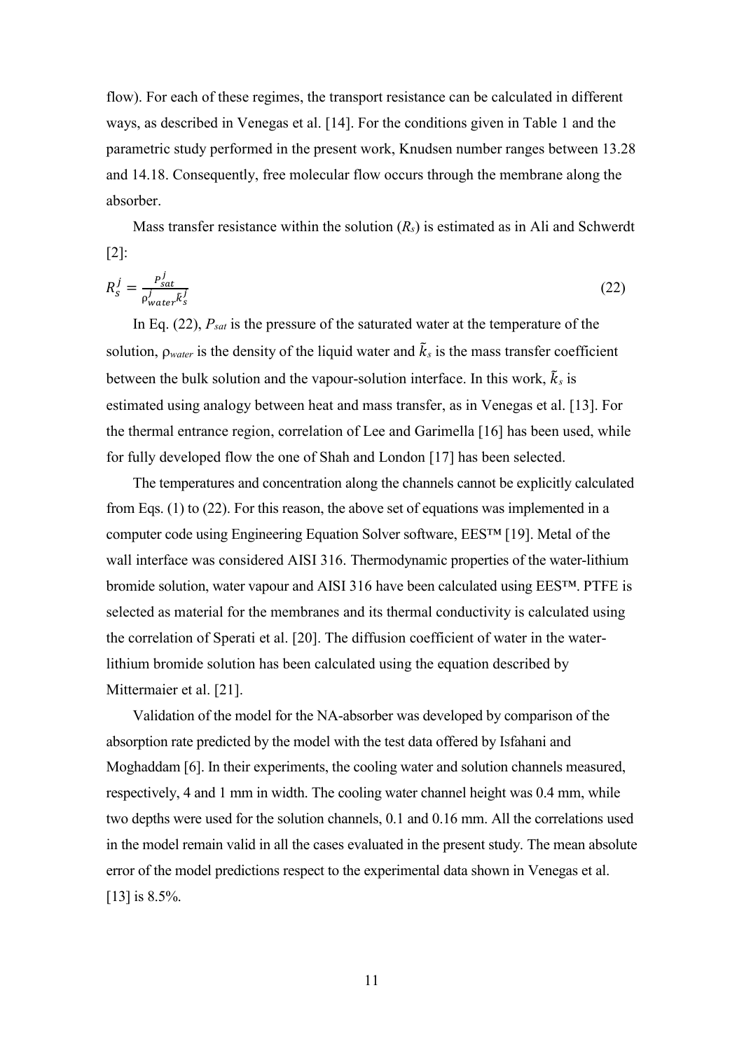flow). For each of these regimes, the transport resistance can be calculated in different ways, as described in Venegas et al. [14]. For the conditions given in Table 1 and the parametric study performed in the present work, Knudsen number ranges between 13.28 and 14.18. Consequently, free molecular flow occurs through the membrane along the absorber.

Mass transfer resistance within the solution ($R_s$) is estimated as in Ali and Schwerdt [2]:

$$R_s^j = \frac{P_{sat}^j}{\rho_{water}^j \tilde{k}_s^j} \tag{22}$$

In Eq. (22), $P_{sat}$ is the pressure of the saturated water at the temperature of the solution, $\rho_{water}$ is the density of the liquid water and $\tilde{k}_s$ is the mass transfer coefficient between the bulk solution and the vapour-solution interface. In this work, $\tilde{k}_s$ is estimated using analogy between heat and mass transfer, as in Venegas et al. [13]. For the thermal entrance region, correlation of Lee and Garimella [16] has been used, while for fully developed flow the one of Shah and London [17] has been selected.

The temperatures and concentration along the channels cannot be explicitly calculated from Eqs. (1) to (22). For this reason, the above set of equations was implemented in a computer code using Engineering Equation Solver software, EES™ [19]. Metal of the wall interface was considered AISI 316. Thermodynamic properties of the water-lithium bromide solution, water vapour and AISI 316 have been calculated using EES™. PTFE is selected as material for the membranes and its thermal conductivity is calculated using the correlation of Sperati et al. [20]. The diffusion coefficient of water in the water-lithium bromide solution has been calculated using the equation described by Mittermaier et al. [21].

Validation of the model for the NA-absorber was developed by comparison of the absorption rate predicted by the model with the test data offered by Isfahani and Moghaddam [6]. In their experiments, the cooling water and solution channels measured, respectively, 4 and 1 mm in width. The cooling water channel height was 0.4 mm, while two depths were used for the solution channels, 0.1 and 0.16 mm. All the correlations used in the model remain valid in all the cases evaluated in the present study. The mean absolute error of the model predictions respect to the experimental data shown in Venegas et al. [13] is 8.5%.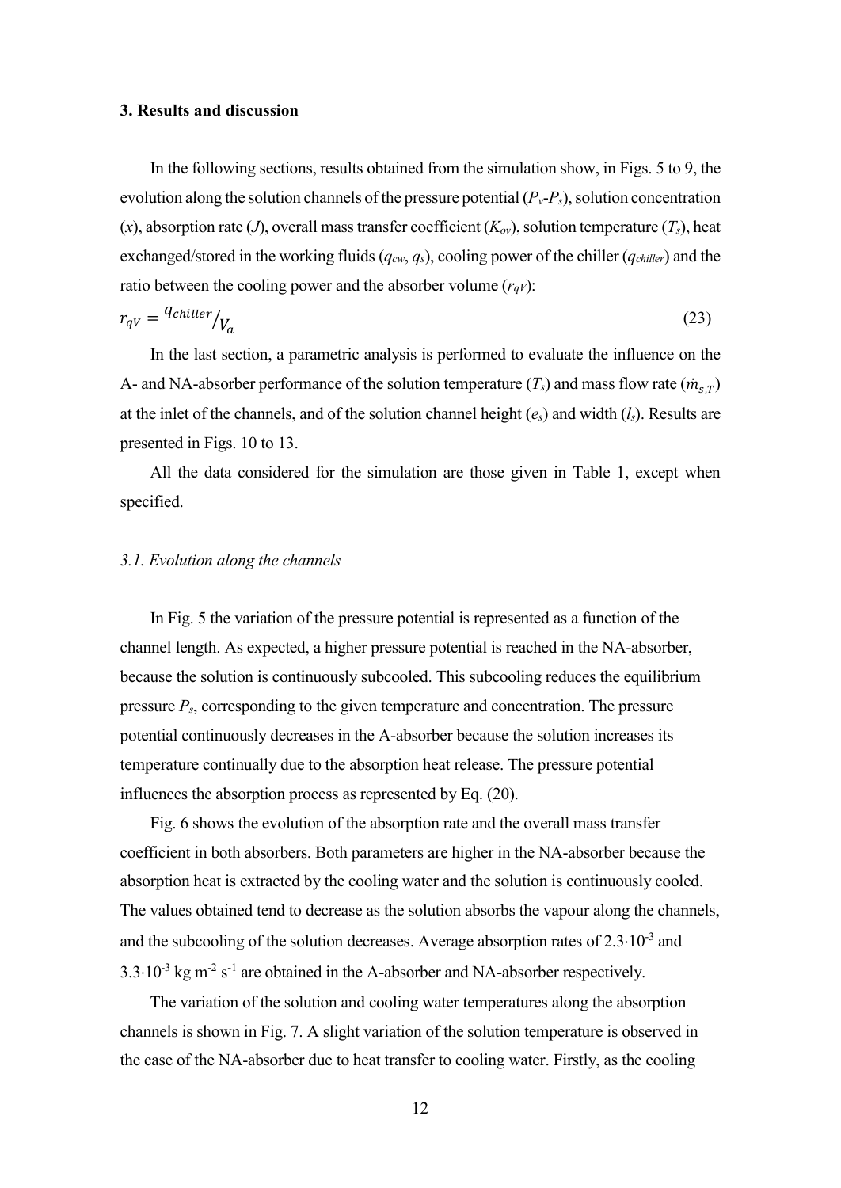## 3. Results and discussion

In the following sections, results obtained from the simulation show, in Figs. 5 to 9, the evolution along the solution channels of the pressure potential ($P_v$-$P_s$), solution concentration ($x$), absorption rate ($J$), overall mass transfer coefficient ($K_{ov}$), solution temperature ($T_s$), heat exchanged/stored in the working fluids ($q_{cw}$, $q_s$), cooling power of the chiller ($q_{chiller}$) and the ratio between the cooling power and the absorber volume ($r_{qV}$):

$$r_{qV} = q_{chiller}/V_a \tag{23}$$

In the last section, a parametric analysis is performed to evaluate the influence on the A- and NA-absorber performance of the solution temperature ($T_s$) and mass flow rate ($\dot{m}_{s,T}$) at the inlet of the channels, and of the solution channel height ($e_s$) and width ($l_s$). Results are presented in Figs. 10 to 13.

All the data considered for the simulation are those given in Table 1, except when specified.

### *3.1. Evolution along the channels*

In Fig. 5 the variation of the pressure potential is represented as a function of the channel length. As expected, a higher pressure potential is reached in the NA-absorber, because the solution is continuously subcooled. This subcooling reduces the equilibrium pressure $P_s$, corresponding to the given temperature and concentration. The pressure potential continuously decreases in the A-absorber because the solution increases its temperature continually due to the absorption heat release. The pressure potential influences the absorption process as represented by Eq. (20).

Fig. 6 shows the evolution of the absorption rate and the overall mass transfer coefficient in both absorbers. Both parameters are higher in the NA-absorber because the absorption heat is extracted by the cooling water and the solution is continuously cooled. The values obtained tend to decrease as the solution absorbs the vapour along the channels, and the subcooling of the solution decreases. Average absorption rates of $2.3 \cdot 10^{-3}$ and $3.3 \cdot 10^{-3}$ kg m$^{-2}$ s$^{-1}$ are obtained in the A-absorber and NA-absorber respectively.

The variation of the solution and cooling water temperatures along the absorption channels is shown in Fig. 7. A slight variation of the solution temperature is observed in the case of the NA-absorber due to heat transfer to cooling water. Firstly, as the cooling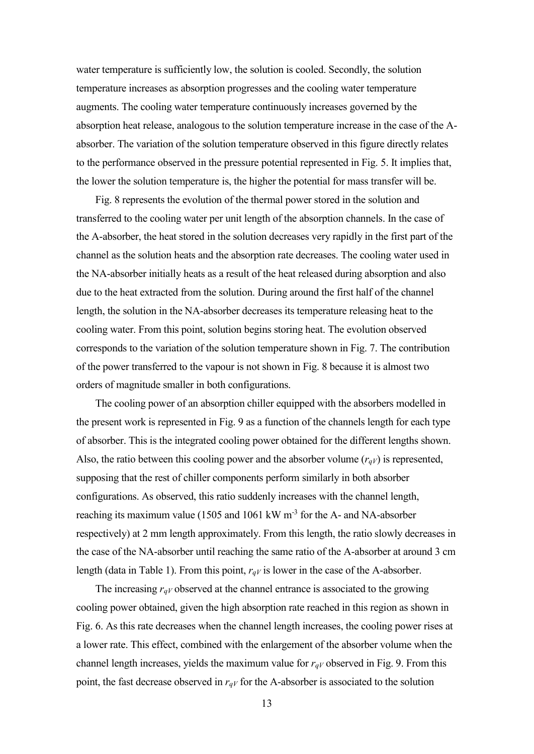water temperature is sufficiently low, the solution is cooled. Secondly, the solution temperature increases as absorption progresses and the cooling water temperature augments. The cooling water temperature continuously increases governed by the absorption heat release, analogous to the solution temperature increase in the case of the A-absorber. The variation of the solution temperature observed in this figure directly relates to the performance observed in the pressure potential represented in Fig. 5. It implies that, the lower the solution temperature is, the higher the potential for mass transfer will be.

Fig. 8 represents the evolution of the thermal power stored in the solution and transferred to the cooling water per unit length of the absorption channels. In the case of the A-absorber, the heat stored in the solution decreases very rapidly in the first part of the channel as the solution heats and the absorption rate decreases. The cooling water used in the NA-absorber initially heats as a result of the heat released during absorption and also due to the heat extracted from the solution. During around the first half of the channel length, the solution in the NA-absorber decreases its temperature releasing heat to the cooling water. From this point, solution begins storing heat. The evolution observed corresponds to the variation of the solution temperature shown in Fig. 7. The contribution of the power transferred to the vapour is not shown in Fig. 8 because it is almost two orders of magnitude smaller in both configurations.

The cooling power of an absorption chiller equipped with the absorbers modelled in the present work is represented in Fig. 9 as a function of the channels length for each type of absorber. This is the integrated cooling power obtained for the different lengths shown. Also, the ratio between this cooling power and the absorber volume ($r_{qV}$) is represented, supposing that the rest of chiller components perform similarly in both absorber configurations. As observed, this ratio suddenly increases with the channel length, reaching its maximum value (1505 and 1061 kW m$^{-3}$ for the A- and NA-absorber respectively) at 2 mm length approximately. From this length, the ratio slowly decreases in the case of the NA-absorber until reaching the same ratio of the A-absorber at around 3 cm length (data in Table 1). From this point, $r_{qV}$ is lower in the case of the A-absorber.

The increasing $r_{qV}$ observed at the channel entrance is associated to the growing cooling power obtained, given the high absorption rate reached in this region as shown in Fig. 6. As this rate decreases when the channel length increases, the cooling power rises at a lower rate. This effect, combined with the enlargement of the absorber volume when the channel length increases, yields the maximum value for $r_{qV}$ observed in Fig. 9. From this point, the fast decrease observed in $r_{qV}$ for the A-absorber is associated to the solution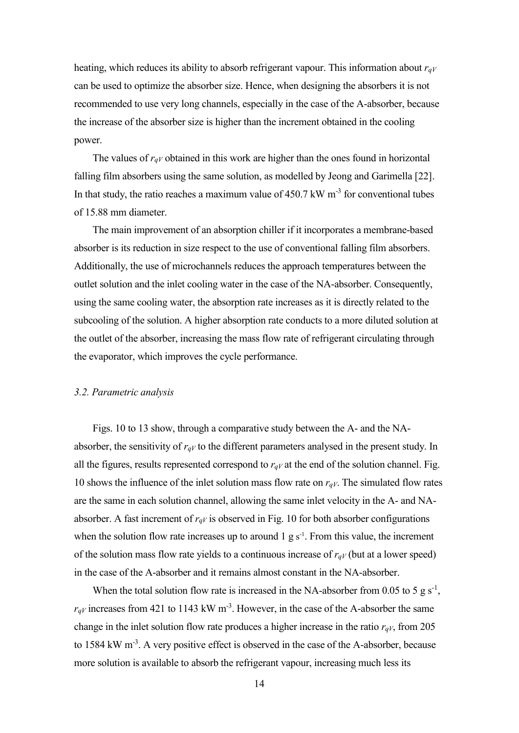heating, which reduces its ability to absorb refrigerant vapour. This information about $r_{qV}$ can be used to optimize the absorber size. Hence, when designing the absorbers it is not recommended to use very long channels, especially in the case of the A-absorber, because the increase of the absorber size is higher than the increment obtained in the cooling power.

The values of $r_{qV}$ obtained in this work are higher than the ones found in horizontal falling film absorbers using the same solution, as modelled by Jeong and Garimella [22]. In that study, the ratio reaches a maximum value of 450.7 kW m$^{-3}$ for conventional tubes of 15.88 mm diameter.

The main improvement of an absorption chiller if it incorporates a membrane-based absorber is its reduction in size respect to the use of conventional falling film absorbers. Additionally, the use of microchannels reduces the approach temperatures between the outlet solution and the inlet cooling water in the case of the NA-absorber. Consequently, using the same cooling water, the absorption rate increases as it is directly related to the subcooling of the solution. A higher absorption rate conducts to a more diluted solution at the outlet of the absorber, increasing the mass flow rate of refrigerant circulating through the evaporator, which improves the cycle performance.

### *3.2. Parametric analysis*

Figs. 10 to 13 show, through a comparative study between the A- and the NA-absorber, the sensitivity of $r_{qV}$ to the different parameters analysed in the present study. In all the figures, results represented correspond to $r_{qV}$ at the end of the solution channel. Fig. 10 shows the influence of the inlet solution mass flow rate on $r_{qV}$. The simulated flow rates are the same in each solution channel, allowing the same inlet velocity in the A- and NA-absorber. A fast increment of $r_{qV}$ is observed in Fig. 10 for both absorber configurations when the solution flow rate increases up to around 1 g s$^{-1}$. From this value, the increment of the solution mass flow rate yields to a continuous increase of $r_{qV}$ (but at a lower speed) in the case of the A-absorber and it remains almost constant in the NA-absorber.

When the total solution flow rate is increased in the NA-absorber from 0.05 to 5 g s$^{-1}$, $r_{qV}$ increases from 421 to 1143 kW m$^{-3}$. However, in the case of the A-absorber the same change in the inlet solution flow rate produces a higher increase in the ratio $r_{qV}$, from 205 to 1584 kW m$^{-3}$. A very positive effect is observed in the case of the A-absorber, because more solution is available to absorb the refrigerant vapour, increasing much less its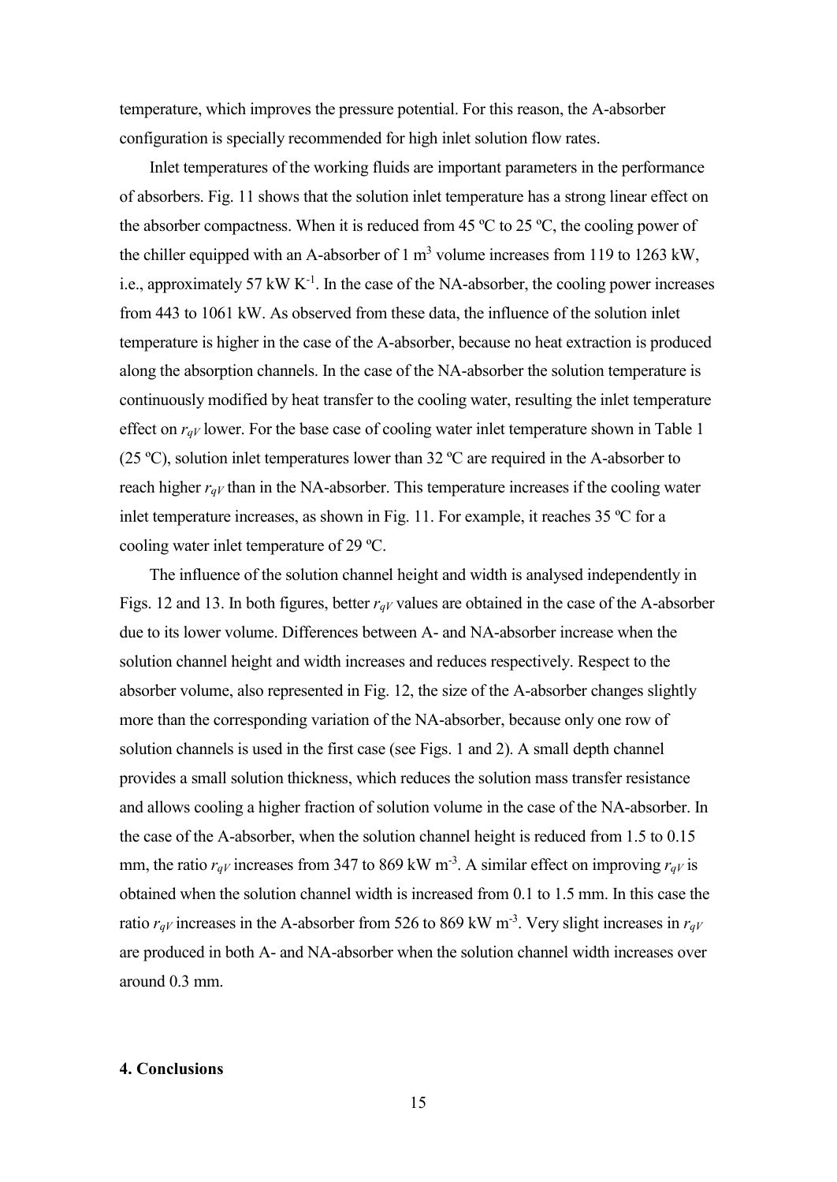temperature, which improves the pressure potential. For this reason, the A-absorber configuration is specially recommended for high inlet solution flow rates.

Inlet temperatures of the working fluids are important parameters in the performance of absorbers. Fig. 11 shows that the solution inlet temperature has a strong linear effect on the absorber compactness. When it is reduced from 45 ºC to 25 ºC, the cooling power of the chiller equipped with an A-absorber of 1 $m^3$ volume increases from 119 to 1263 kW, i.e., approximately 57 kW $K^{-1}$. In the case of the NA-absorber, the cooling power increases from 443 to 1061 kW. As observed from these data, the influence of the solution inlet temperature is higher in the case of the A-absorber, because no heat extraction is produced along the absorption channels. In the case of the NA-absorber the solution temperature is continuously modified by heat transfer to the cooling water, resulting the inlet temperature effect on $r_{qV}$ lower. For the base case of cooling water inlet temperature shown in Table 1 (25 ºC), solution inlet temperatures lower than 32 ºC are required in the A-absorber to reach higher $r_{qV}$ than in the NA-absorber. This temperature increases if the cooling water inlet temperature increases, as shown in Fig. 11. For example, it reaches 35 ºC for a cooling water inlet temperature of 29 ºC.

The influence of the solution channel height and width is analysed independently in Figs. 12 and 13. In both figures, better $r_{qV}$ values are obtained in the case of the A-absorber due to its lower volume. Differences between A- and NA-absorber increase when the solution channel height and width increases and reduces respectively. Respect to the absorber volume, also represented in Fig. 12, the size of the A-absorber changes slightly more than the corresponding variation of the NA-absorber, because only one row of solution channels is used in the first case (see Figs. 1 and 2). A small depth channel provides a small solution thickness, which reduces the solution mass transfer resistance and allows cooling a higher fraction of solution volume in the case of the NA-absorber. In the case of the A-absorber, when the solution channel height is reduced from 1.5 to 0.15 mm, the ratio $r_{qV}$ increases from 347 to 869 kW $m^{-3}$. A similar effect on improving $r_{qV}$ is obtained when the solution channel width is increased from 0.1 to 1.5 mm. In this case the ratio $r_{qV}$ increases in the A-absorber from 526 to 869 kW $m^{-3}$. Very slight increases in $r_{qV}$ are produced in both A- and NA-absorber when the solution channel width increases over around 0.3 mm.

### 4. Conclusions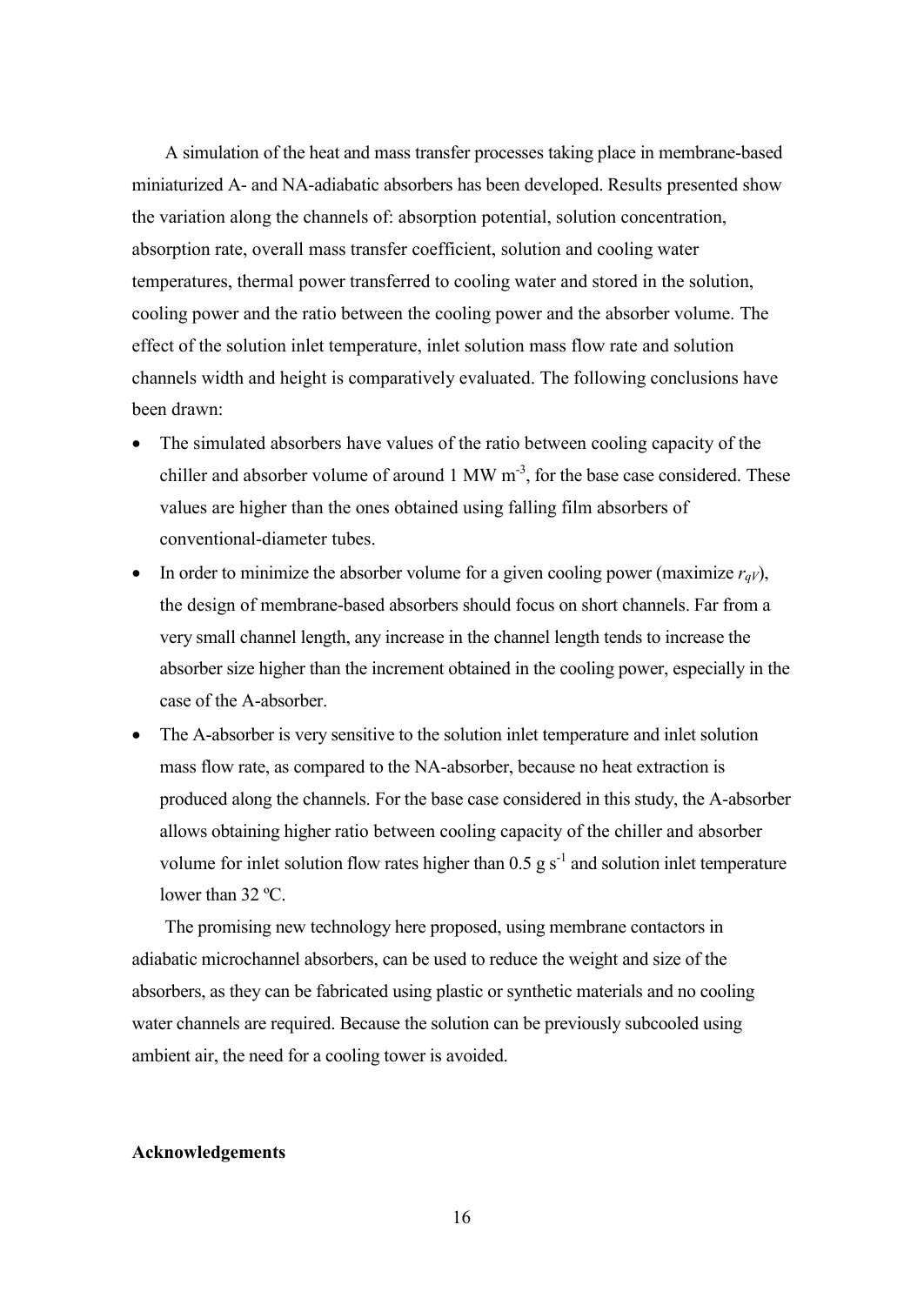A simulation of the heat and mass transfer processes taking place in membrane-based miniaturized A- and NA-adiabatic absorbers has been developed. Results presented show the variation along the channels of: absorption potential, solution concentration, absorption rate, overall mass transfer coefficient, solution and cooling water temperatures, thermal power transferred to cooling water and stored in the solution, cooling power and the ratio between the cooling power and the absorber volume. The effect of the solution inlet temperature, inlet solution mass flow rate and solution channels width and height is comparatively evaluated. The following conclusions have been drawn:

- The simulated absorbers have values of the ratio between cooling capacity of the chiller and absorber volume of around 1 MW $m^{-3}$, for the base case considered. These values are higher than the ones obtained using falling film absorbers of conventional-diameter tubes.
- In order to minimize the absorber volume for a given cooling power (maximize $r_{qV}$), the design of membrane-based absorbers should focus on short channels. Far from a very small channel length, any increase in the channel length tends to increase the absorber size higher than the increment obtained in the cooling power, especially in the case of the A-absorber.
- The A-absorber is very sensitive to the solution inlet temperature and inlet solution mass flow rate, as compared to the NA-absorber, because no heat extraction is produced along the channels. For the base case considered in this study, the A-absorber allows obtaining higher ratio between cooling capacity of the chiller and absorber volume for inlet solution flow rates higher than 0.5 g $s^{-1}$ and solution inlet temperature lower than 32 ºC.

The promising new technology here proposed, using membrane contactors in adiabatic microchannel absorbers, can be used to reduce the weight and size of the absorbers, as they can be fabricated using plastic or synthetic materials and no cooling water channels are required. Because the solution can be previously subcooled using ambient air, the need for a cooling tower is avoided.

**Acknowledgements**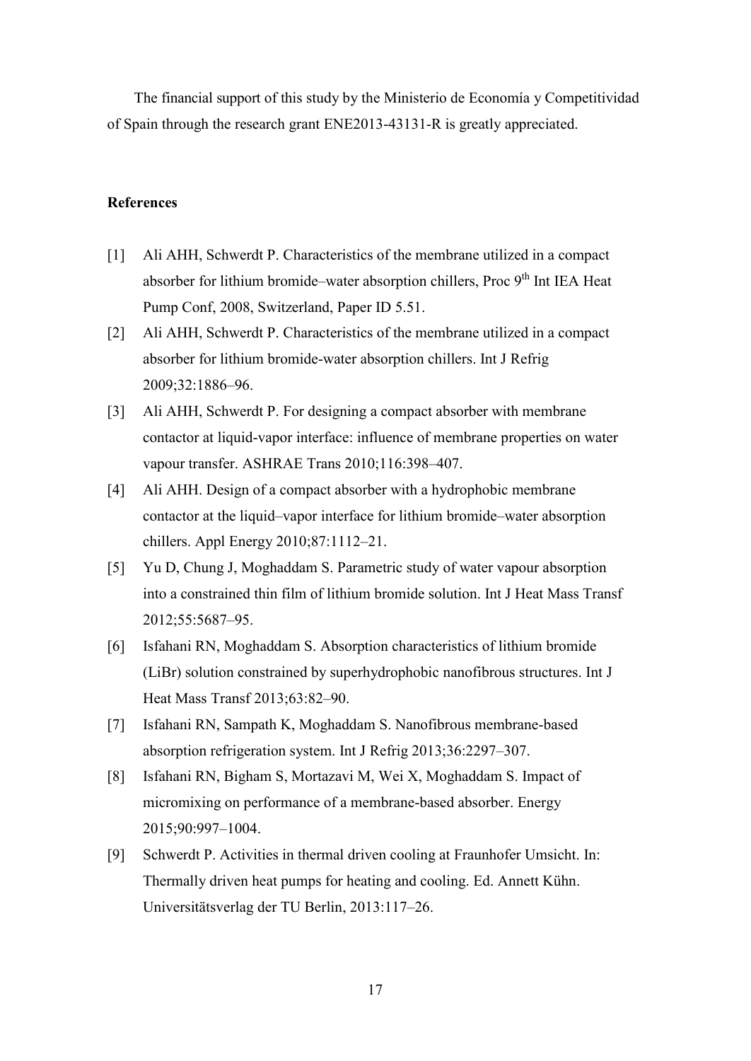The financial support of this study by the Ministerio de Economía y Competitividad of Spain through the research grant ENE2013-43131-R is greatly appreciated.

## References

[1] Ali AHH, Schwerdt P. Characteristics of the membrane utilized in a compact absorber for lithium bromide–water absorption chillers, Proc 9th Int IEA Heat Pump Conf, 2008, Switzerland, Paper ID 5.51.

[2] Ali AHH, Schwerdt P. Characteristics of the membrane utilized in a compact absorber for lithium bromide-water absorption chillers. Int J Refrig 2009;32:1886–96.

[3] Ali AHH, Schwerdt P. For designing a compact absorber with membrane contactor at liquid-vapor interface: influence of membrane properties on water vapour transfer. ASHRAE Trans 2010;116:398–407.

[4] Ali AHH. Design of a compact absorber with a hydrophobic membrane contactor at the liquid–vapor interface for lithium bromide–water absorption chillers. Appl Energy 2010;87:1112–21.

[5] Yu D, Chung J, Moghaddam S. Parametric study of water vapour absorption into a constrained thin film of lithium bromide solution. Int J Heat Mass Transf 2012;55:5687–95.

[6] Isfahani RN, Moghaddam S. Absorption characteristics of lithium bromide (LiBr) solution constrained by superhydrophobic nanofibrous structures. Int J Heat Mass Transf 2013;63:82–90.

[7] Isfahani RN, Sampath K, Moghaddam S. Nanofibrous membrane-based absorption refrigeration system. Int J Refrig 2013;36:2297–307.

[8] Isfahani RN, Bigham S, Mortazavi M, Wei X, Moghaddam S. Impact of micromixing on performance of a membrane-based absorber. Energy 2015;90:997–1004.

[9] Schwerdt P. Activities in thermal driven cooling at Fraunhofer Umsicht. In: Thermally driven heat pumps for heating and cooling. Ed. Annett Kühn. Universitätsverlag der TU Berlin, 2013:117–26.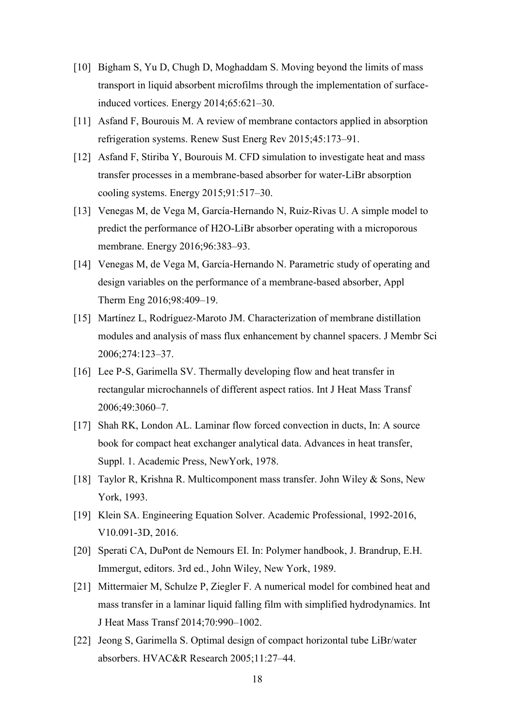[10] Bigham S, Yu D, Chugh D, Moghaddam S. Moving beyond the limits of mass transport in liquid absorbent microfilms through the implementation of surface-induced vortices. Energy 2014;65:621–30.

[11] Asfand F, Bourouis M. A review of membrane contactors applied in absorption refrigeration systems. Renew Sust Energ Rev 2015;45:173–91.

[12] Asfand F, Stiriba Y, Bourouis M. CFD simulation to investigate heat and mass transfer processes in a membrane-based absorber for water-LiBr absorption cooling systems. Energy 2015;91:517–30.

[13] Venegas M, de Vega M, García-Hernando N, Ruiz-Rivas U. A simple model to predict the performance of H2O-LiBr absorber operating with a microporous membrane. Energy 2016;96:383–93.

[14] Venegas M, de Vega M, García-Hernando N. Parametric study of operating and design variables on the performance of a membrane-based absorber, Appl Therm Eng 2016;98:409–19.

[15] Martínez L, Rodríguez-Maroto JM. Characterization of membrane distillation modules and analysis of mass flux enhancement by channel spacers. J Membr Sci 2006;274:123–37.

[16] Lee P-S, Garimella SV. Thermally developing flow and heat transfer in rectangular microchannels of different aspect ratios. Int J Heat Mass Transf 2006;49:3060–7.

[17] Shah RK, London AL. Laminar flow forced convection in ducts, In: A source book for compact heat exchanger analytical data. Advances in heat transfer, Suppl. 1. Academic Press, NewYork, 1978.

[18] Taylor R, Krishna R. Multicomponent mass transfer. John Wiley & Sons, New York, 1993.

[19] Klein SA. Engineering Equation Solver. Academic Professional, 1992-2016, V10.091-3D, 2016.

[20] Sperati CA, DuPont de Nemours EI. In: Polymer handbook, J. Brandrup, E.H. Immergut, editors. 3rd ed., John Wiley, New York, 1989.

[21] Mittermaier M, Schulze P, Ziegler F. A numerical model for combined heat and mass transfer in a laminar liquid falling film with simplified hydrodynamics. Int J Heat Mass Transf 2014;70:990–1002.

[22] Jeong S, Garimella S. Optimal design of compact horizontal tube LiBr/water absorbers. HVAC&R Research 2005;11:27–44.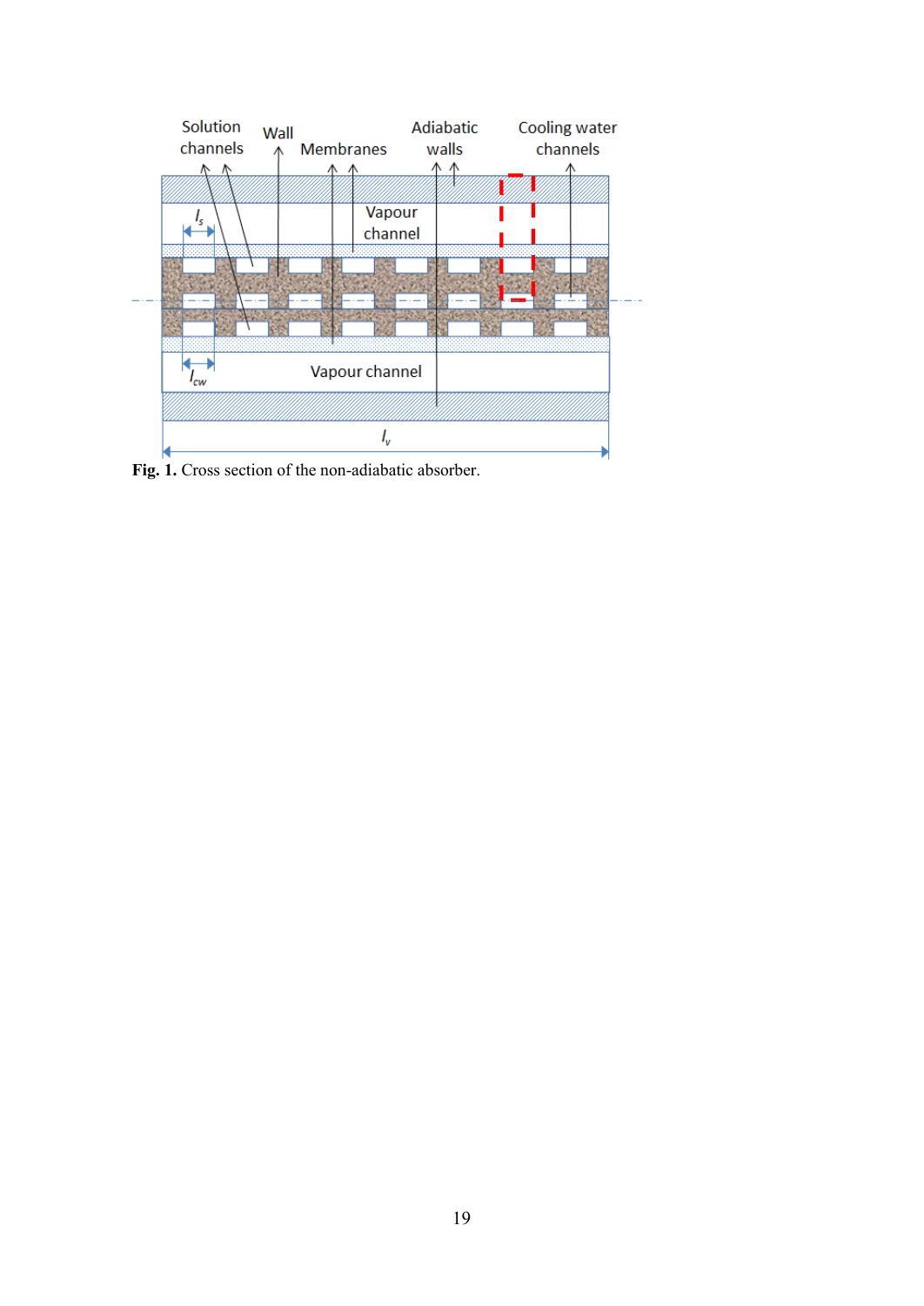**Fig. 1.** Cross section of the non-adiabatic absorber.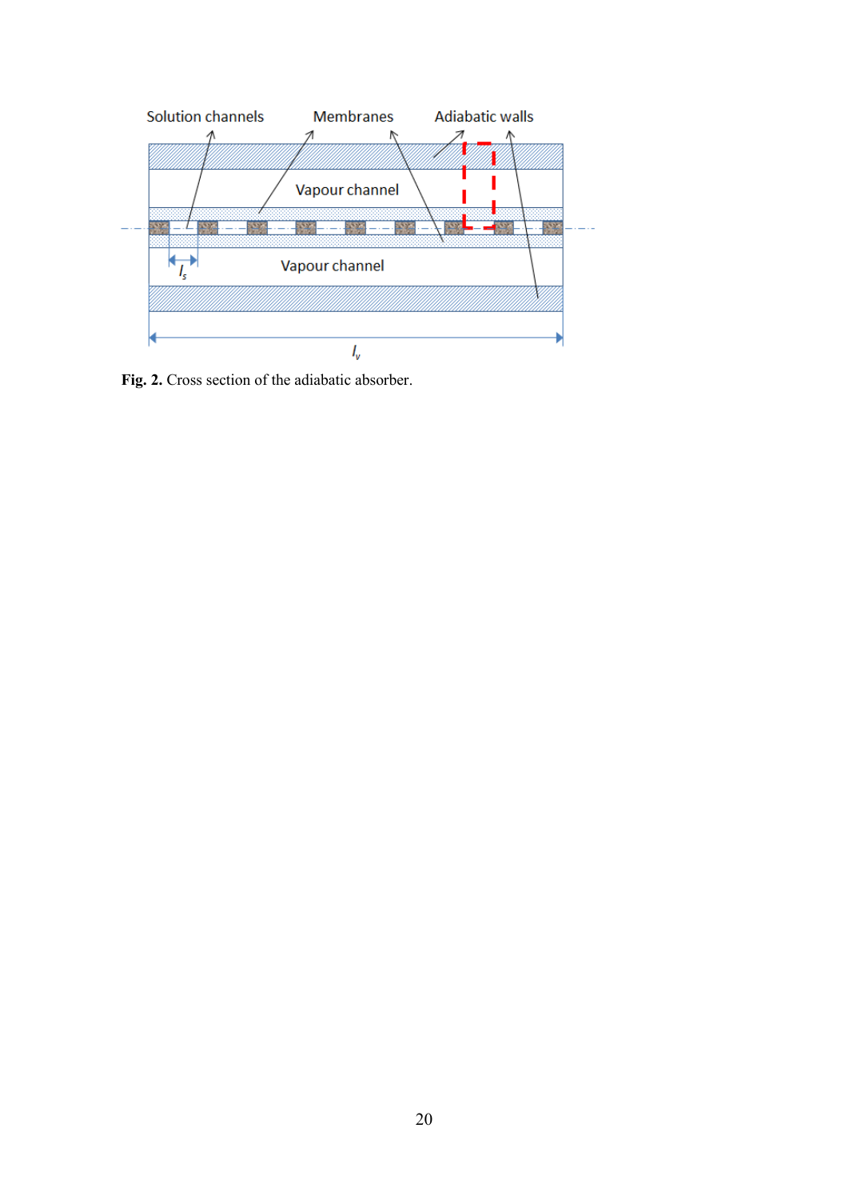**Fig. 2.** Cross section of the adiabatic absorber.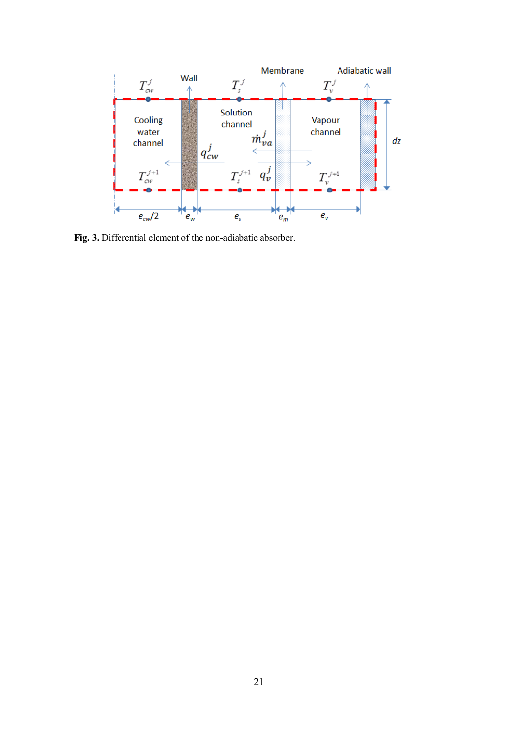**Fig. 3.** Differential element of the non-adiabatic absorber.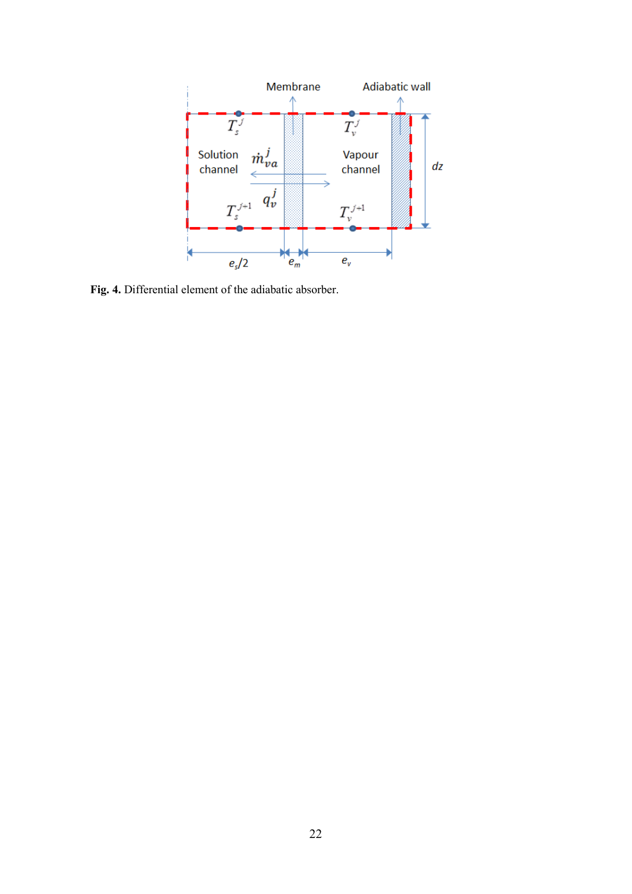**Fig. 4.** Differential element of the adiabatic absorber.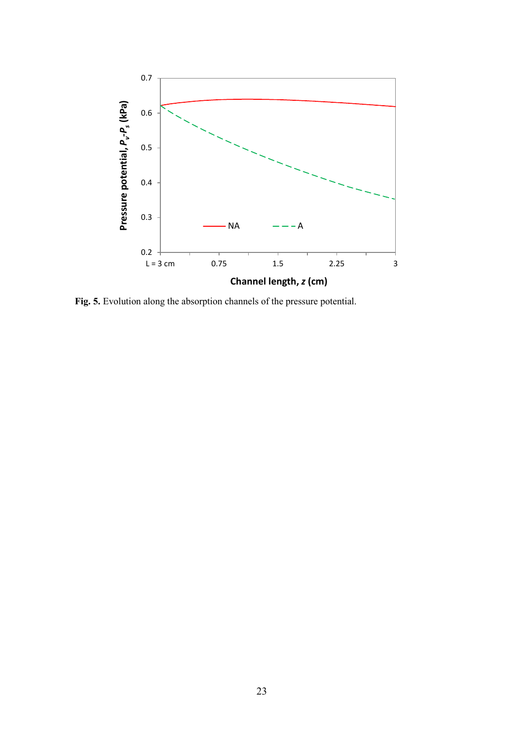**Fig. 5.** Evolution along the absorption channels of the pressure potential.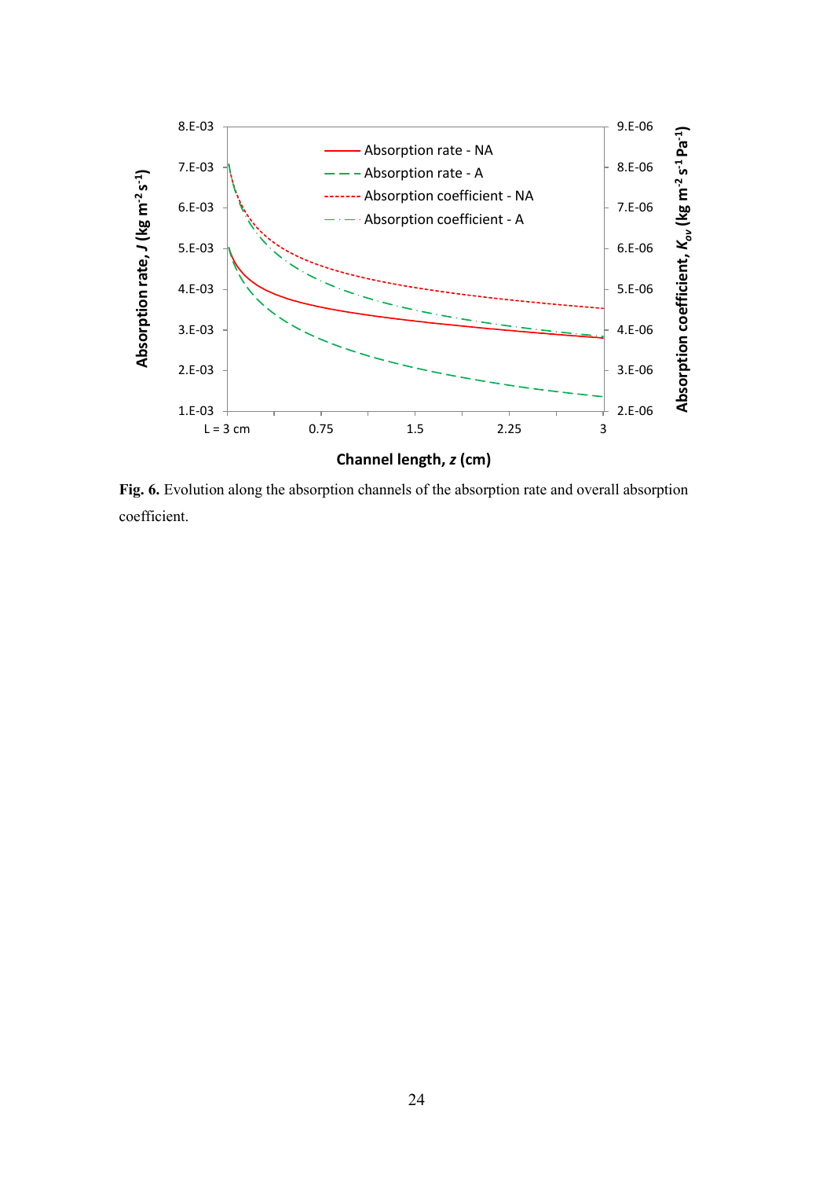**Fig. 6.** Evolution along the absorption channels of the absorption rate and overall absorption coefficient.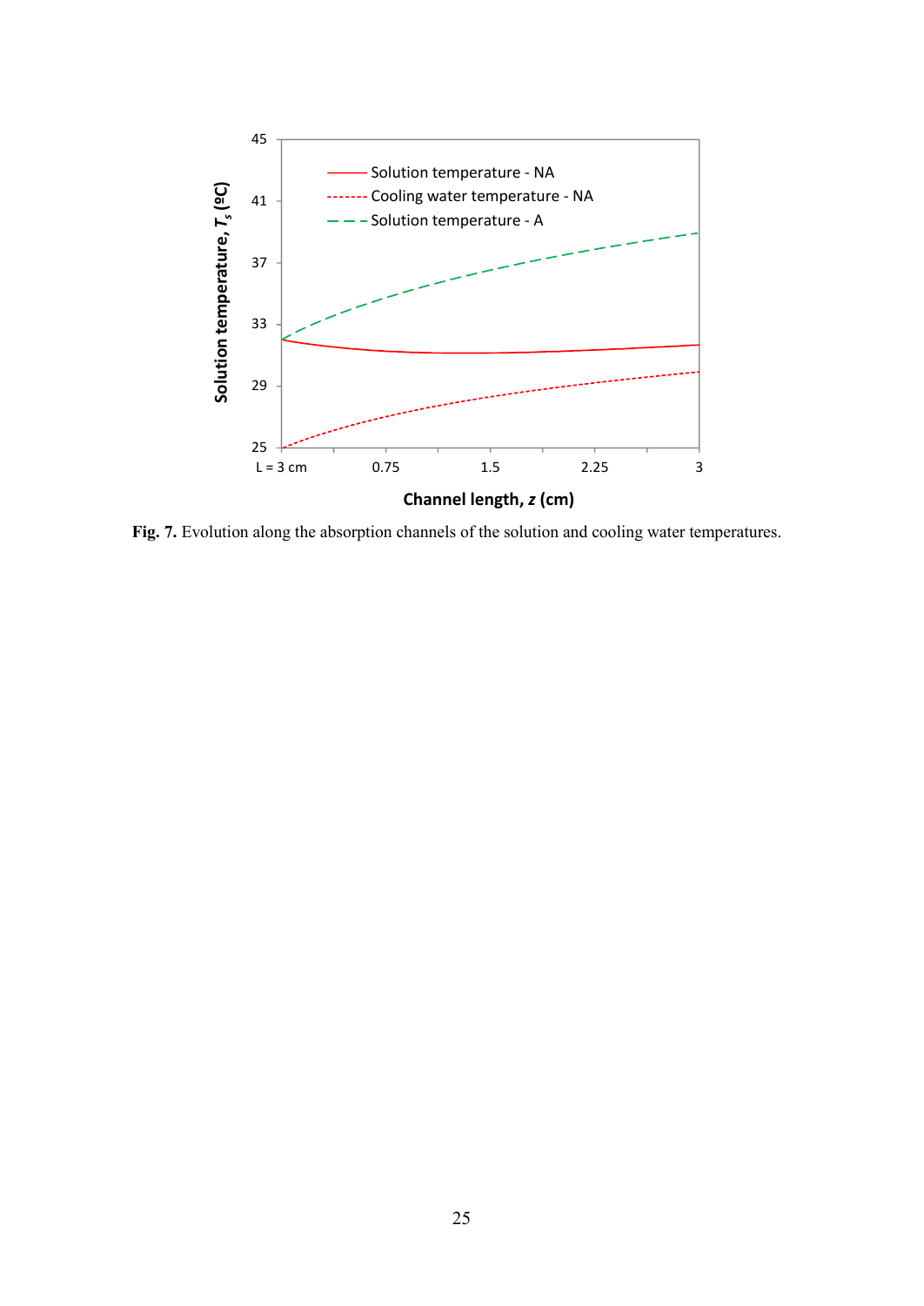**Fig. 7.** Evolution along the absorption channels of the solution and cooling water temperatures.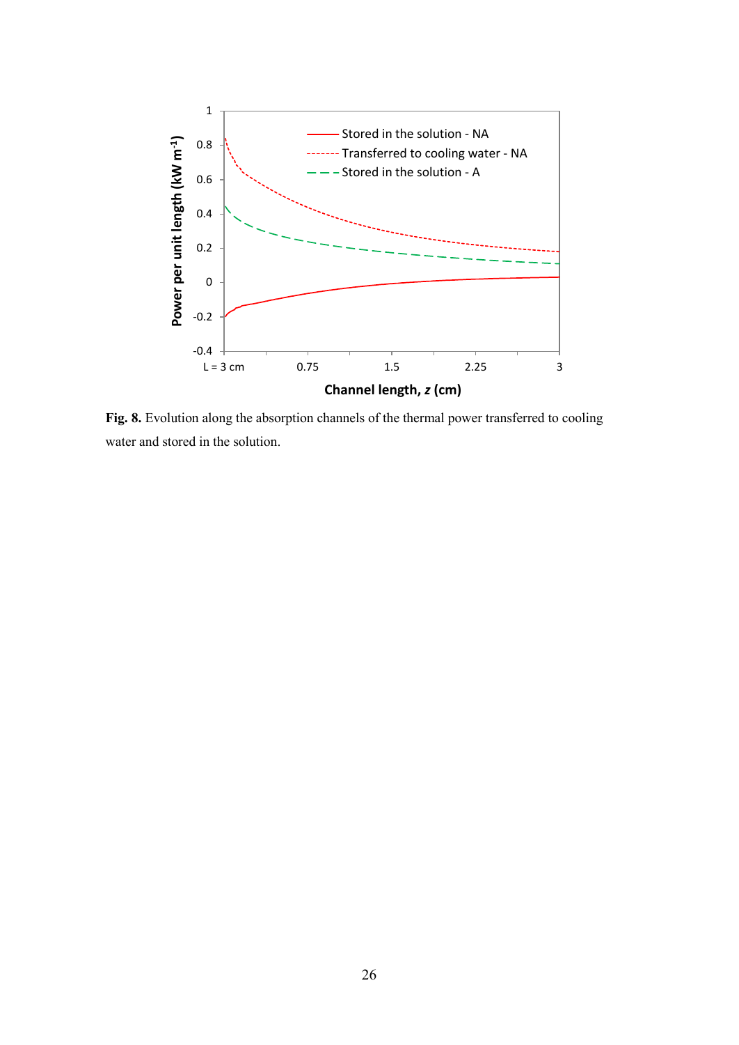**Fig. 8.** Evolution along the absorption channels of the thermal power transferred to cooling water and stored in the solution.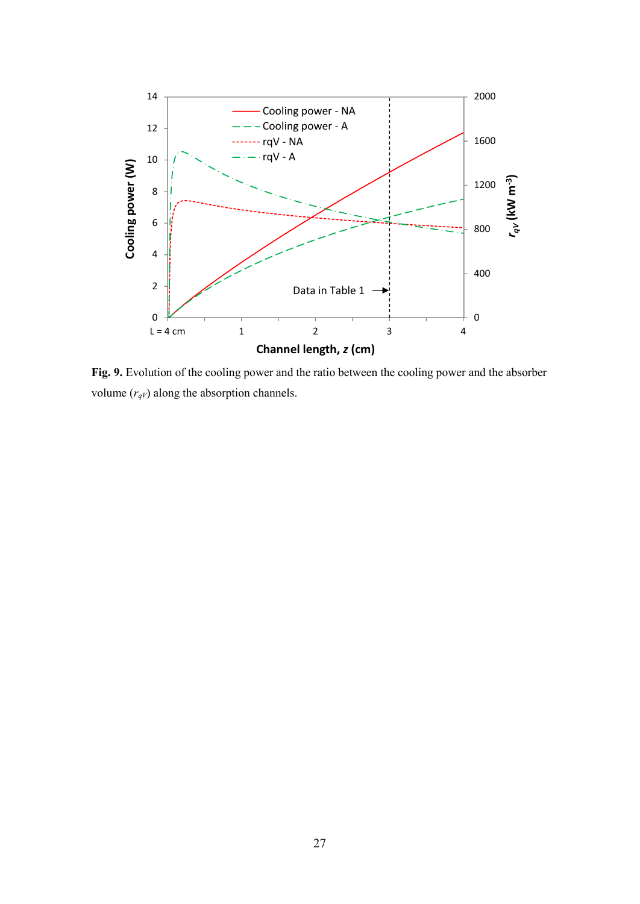**Fig. 9.** Evolution of the cooling power and the ratio between the cooling power and the absorber volume ($r_{qV}$) along the absorption channels.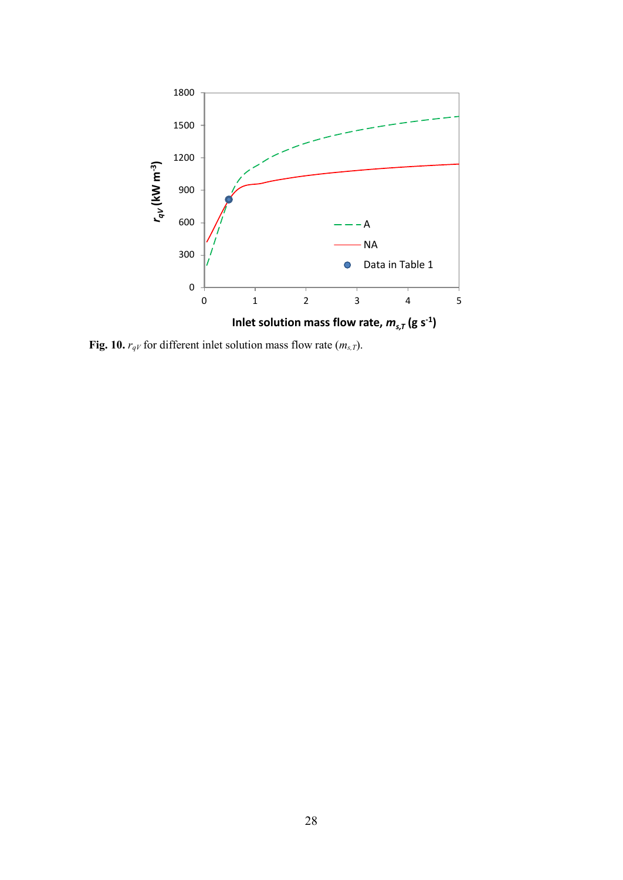**Fig. 10.** $r_{qV}$ for different inlet solution mass flow rate ($m_{s,T}$).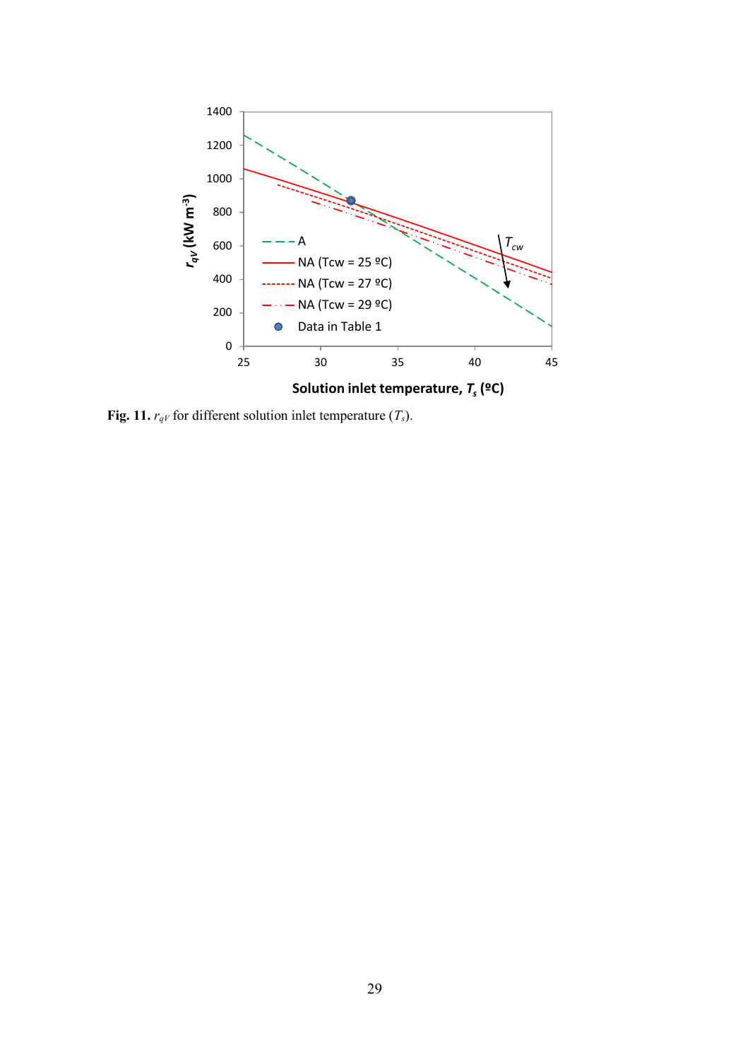**Fig. 11.** $r_{qV}$ for different solution inlet temperature ($T_s$).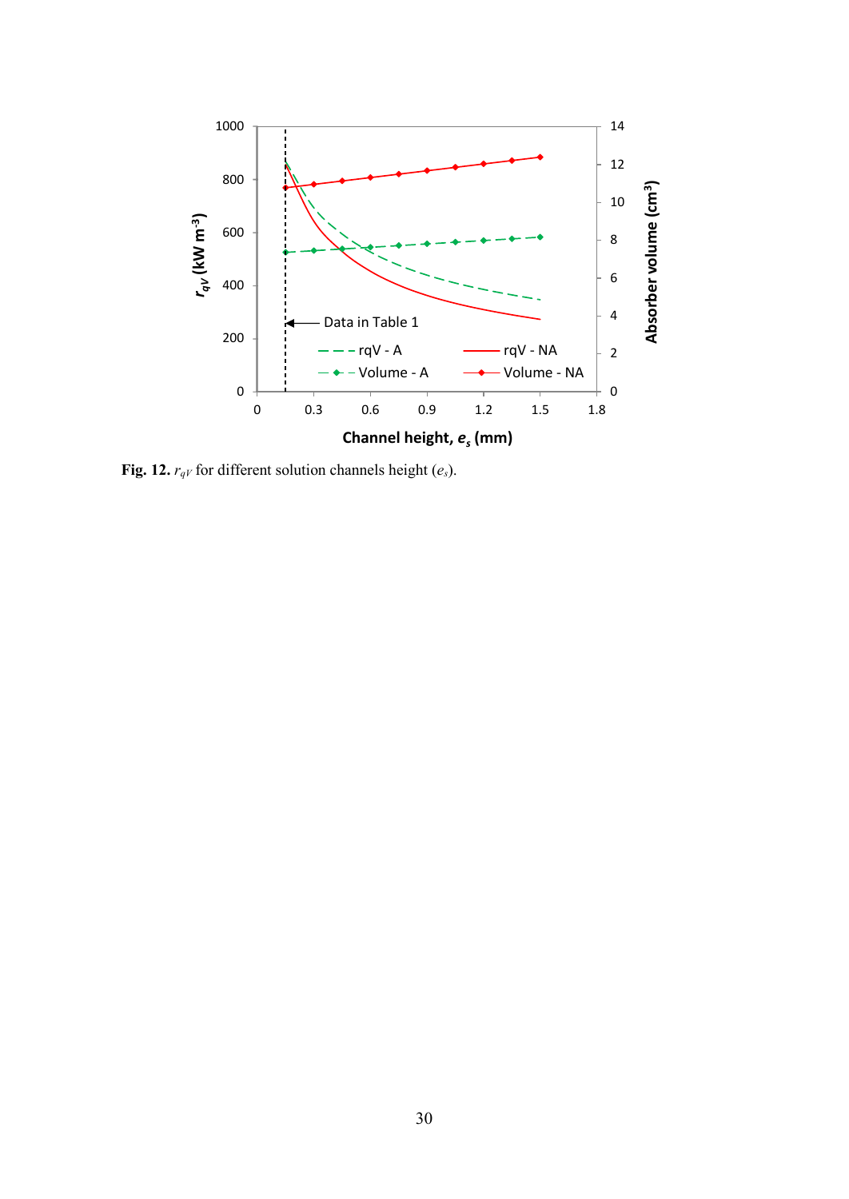**Fig. 12.** $r_{qV}$ for different solution channels height ($e_s$).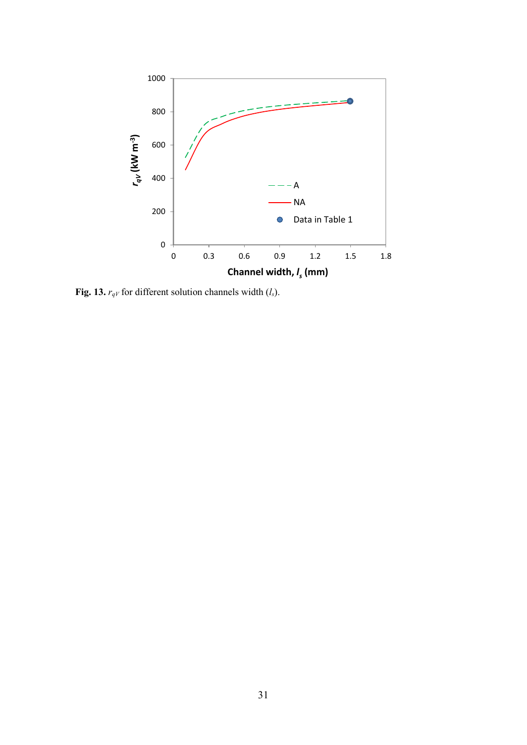**Fig. 13.** $r_{qV}$ for different solution channels width ($l_s$).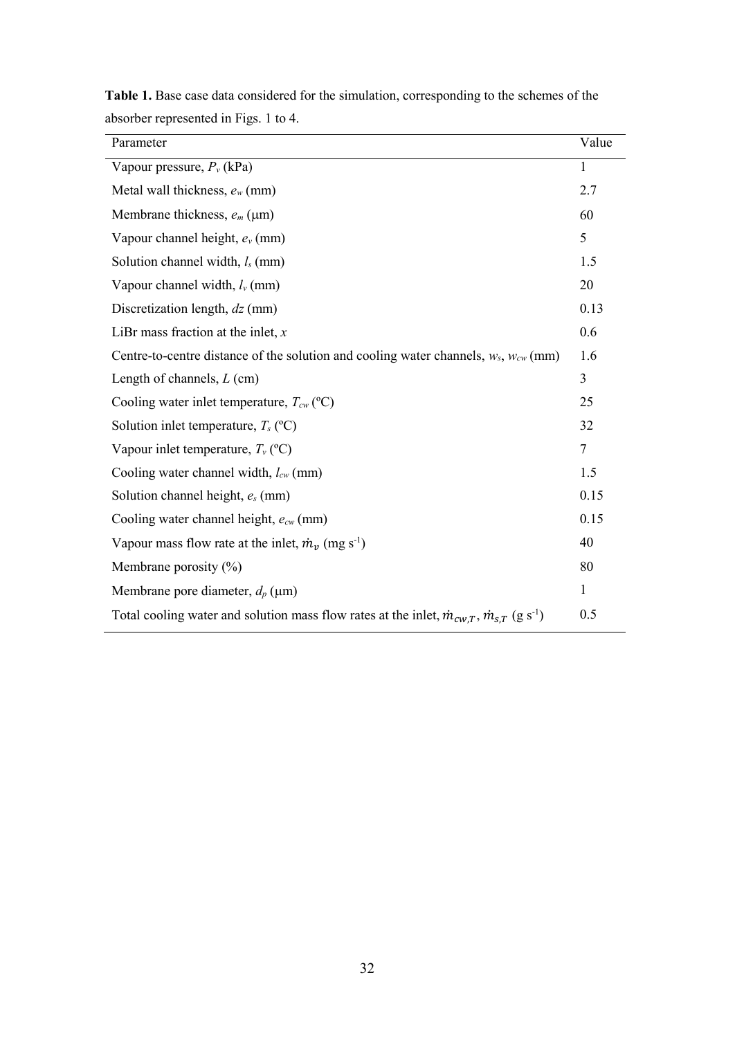**Table 1.** Base case data considered for the simulation, corresponding to the schemes of the absorber represented in Figs. 1 to 4.

| Parameter | Value |
|---|---|
| Vapour pressure, $P_v$ (kPa) | 1 |
| Metal wall thickness, $e_w$ (mm) | 2.7 |
| Membrane thickness, $e_m$ (μm) | 60 |
| Vapour channel height, $e_v$ (mm) | 5 |
| Solution channel width, $l_s$ (mm) | 1.5 |
| Vapour channel width, $l_v$ (mm) | 20 |
| Discretization length, $dz$ (mm) | 0.13 |
| LiBr mass fraction at the inlet, $x$ | 0.6 |
| Centre-to-centre distance of the solution and cooling water channels, $w_s$, $w_{cw}$ (mm) | 1.6 |
| Length of channels, $L$ (cm) | 3 |
| Cooling water inlet temperature, $T_{cw}$ (ºC) | 25 |
| Solution inlet temperature, $T_s$ (ºC) | 32 |
| Vapour inlet temperature, $T_v$ (ºC) | 7 |
| Cooling water channel width, $l_{cw}$ (mm) | 1.5 |
| Solution channel height, $e_s$ (mm) | 0.15 |
| Cooling water channel height, $e_{cw}$ (mm) | 0.15 |
| Vapour mass flow rate at the inlet, $\dot{m}_v$ (mg s$^{-1}$) | 40 |
| Membrane porosity (%) | 80 |
| Membrane pore diameter, $d_p$ (μm) | 1 |
| Total cooling water and solution mass flow rates at the inlet, $\dot{m}_{cw,T}$, $\dot{m}_{s,T}$ (g s$^{-1}$) | 0.5 |